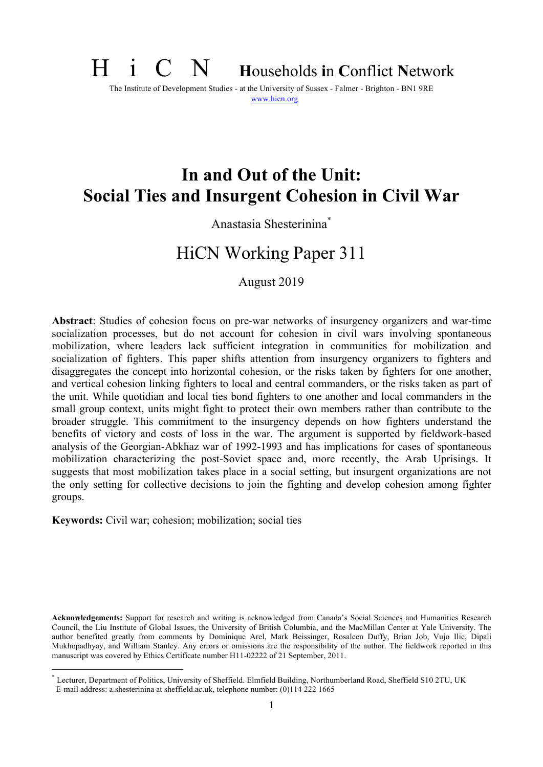# H i C N Households in Conflict Network

The Institute of Development Studies - at the University of Sussex - Falmer - Brighton - BN1 9RE

www.hicn.org

# In and Out of the Unit: Social Ties and Insurgent Cohesion in Civil War

Anastasia Shesterinina[*]

## HiCN Working Paper 311

August 2019

**Abstract**: Studies of cohesion focus on pre-war networks of insurgency organizers and war-time socialization processes, but do not account for cohesion in civil wars involving spontaneous mobilization, where leaders lack sufficient integration in communities for mobilization and socialization of fighters. This paper shifts attention from insurgency organizers to fighters and disaggregates the concept into horizontal cohesion, or the risks taken by fighters for one another, and vertical cohesion linking fighters to local and central commanders, or the risks taken as part of the unit. While quotidian and local ties bond fighters to one another and local commanders in the small group context, units might fight to protect their own members rather than contribute to the broader struggle. This commitment to the insurgency depends on how fighters understand the benefits of victory and costs of loss in the war. The argument is supported by fieldwork-based analysis of the Georgian-Abkhaz war of 1992-1993 and has implications for cases of spontaneous mobilization characterizing the post-Soviet space and, more recently, the Arab Uprisings. It suggests that most mobilization takes place in a social setting, but insurgent organizations are not the only setting for collective decisions to join the fighting and develop cohesion among fighter groups.

**Keywords:** Civil war; cohesion; mobilization; social ties

**Acknowledgements:** Support for research and writing is acknowledged from Canada's Social Sciences and Humanities Research Council, the Liu Institute of Global Issues, the University of British Columbia, and the MacMillan Center at Yale University. The author benefited greatly from comments by Dominique Arel, Mark Beissinger, Rosaleen Duffy, Brian Job, Vujo Ilic, Dipali Mukhopadhyay, and William Stanley. Any errors or omissions are the responsibility of the author. The fieldwork reported in this manuscript was covered by Ethics Certificate number H11-02222 of 21 September, 2011.

[*] Lecturer, Department of Politics, University of Sheffield. Elmfield Building, Northumberland Road, Sheffield S10 2TU, UK E-mail address: a.shesterinina at sheffield.ac.uk, telephone number: (0)114 222 1665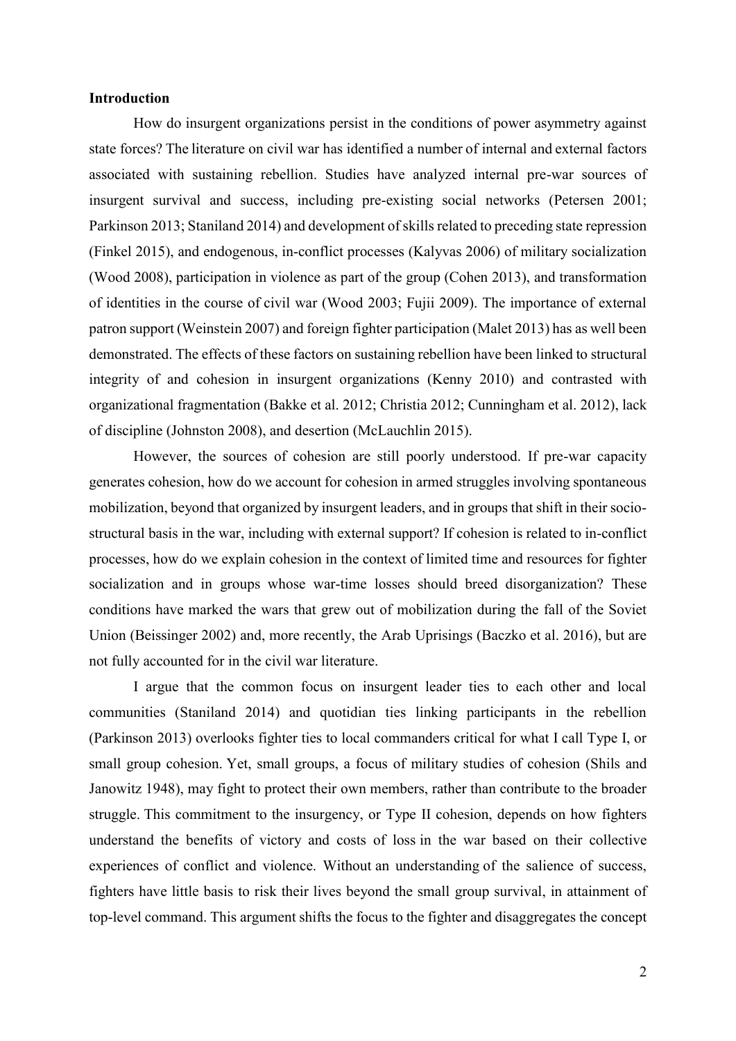## Introduction

How do insurgent organizations persist in the conditions of power asymmetry against state forces? The literature on civil war has identified a number of internal and external factors associated with sustaining rebellion. Studies have analyzed internal pre-war sources of insurgent survival and success, including pre-existing social networks (Petersen 2001; Parkinson 2013; Staniland 2014) and development of skills related to preceding state repression (Finkel 2015), and endogenous, in-conflict processes (Kalyvas 2006) of military socialization (Wood 2008), participation in violence as part of the group (Cohen 2013), and transformation of identities in the course of civil war (Wood 2003; Fujii 2009). The importance of external patron support (Weinstein 2007) and foreign fighter participation (Malet 2013) has as well been demonstrated. The effects of these factors on sustaining rebellion have been linked to structural integrity of and cohesion in insurgent organizations (Kenny 2010) and contrasted with organizational fragmentation (Bakke et al. 2012; Christia 2012; Cunningham et al. 2012), lack of discipline (Johnston 2008), and desertion (McLauchlin 2015).

However, the sources of cohesion are still poorly understood. If pre-war capacity generates cohesion, how do we account for cohesion in armed struggles involving spontaneous mobilization, beyond that organized by insurgent leaders, and in groups that shift in their socio-structural basis in the war, including with external support? If cohesion is related to in-conflict processes, how do we explain cohesion in the context of limited time and resources for fighter socialization and in groups whose war-time losses should breed disorganization? These conditions have marked the wars that grew out of mobilization during the fall of the Soviet Union (Beissinger 2002) and, more recently, the Arab Uprisings (Baczko et al. 2016), but are not fully accounted for in the civil war literature.

I argue that the common focus on insurgent leader ties to each other and local communities (Staniland 2014) and quotidian ties linking participants in the rebellion (Parkinson 2013) overlooks fighter ties to local commanders critical for what I call Type I, or small group cohesion. Yet, small groups, a focus of military studies of cohesion (Shils and Janowitz 1948), may fight to protect their own members, rather than contribute to the broader struggle. This commitment to the insurgency, or Type II cohesion, depends on how fighters understand the benefits of victory and costs of loss in the war based on their collective experiences of conflict and violence. Without an understanding of the salience of success, fighters have little basis to risk their lives beyond the small group survival, in attainment of top-level command. This argument shifts the focus to the fighter and disaggregates the concept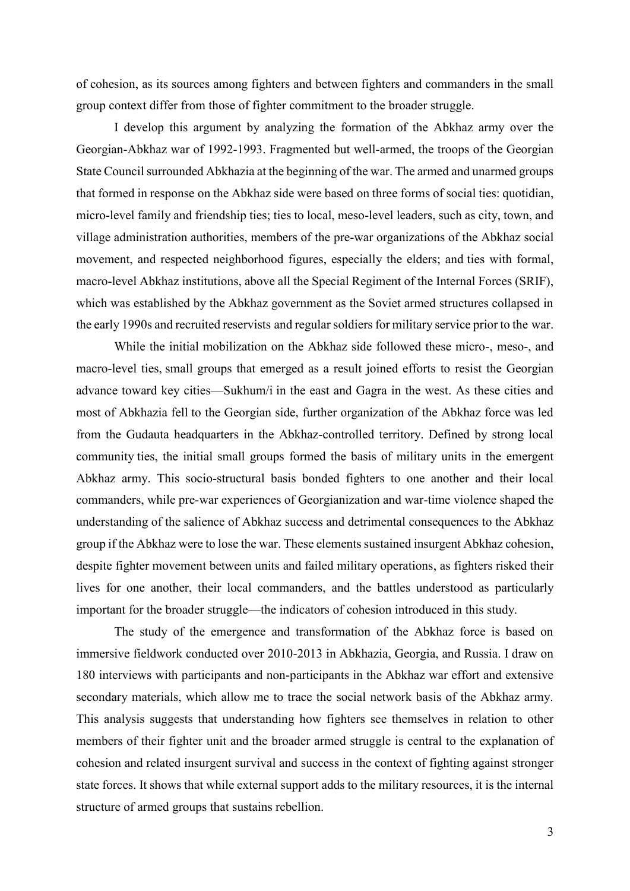of cohesion, as its sources among fighters and between fighters and commanders in the small group context differ from those of fighter commitment to the broader struggle.

I develop this argument by analyzing the formation of the Abkhaz army over the Georgian-Abkhaz war of 1992-1993. Fragmented but well-armed, the troops of the Georgian State Council surrounded Abkhazia at the beginning of the war. The armed and unarmed groups that formed in response on the Abkhaz side were based on three forms of social ties: quotidian, micro-level family and friendship ties; ties to local, meso-level leaders, such as city, town, and village administration authorities, members of the pre-war organizations of the Abkhaz social movement, and respected neighborhood figures, especially the elders; and ties with formal, macro-level Abkhaz institutions, above all the Special Regiment of the Internal Forces (SRIF), which was established by the Abkhaz government as the Soviet armed structures collapsed in the early 1990s and recruited reservists and regular soldiers for military service prior to the war.

While the initial mobilization on the Abkhaz side followed these micro-, meso-, and macro-level ties, small groups that emerged as a result joined efforts to resist the Georgian advance toward key cities—Sukhum/i in the east and Gagra in the west. As these cities and most of Abkhazia fell to the Georgian side, further organization of the Abkhaz force was led from the Gudauta headquarters in the Abkhaz-controlled territory. Defined by strong local community ties, the initial small groups formed the basis of military units in the emergent Abkhaz army. This socio-structural basis bonded fighters to one another and their local commanders, while pre-war experiences of Georgianization and war-time violence shaped the understanding of the salience of Abkhaz success and detrimental consequences to the Abkhaz group if the Abkhaz were to lose the war. These elements sustained insurgent Abkhaz cohesion, despite fighter movement between units and failed military operations, as fighters risked their lives for one another, their local commanders, and the battles understood as particularly important for the broader struggle—the indicators of cohesion introduced in this study.

The study of the emergence and transformation of the Abkhaz force is based on immersive fieldwork conducted over 2010-2013 in Abkhazia, Georgia, and Russia. I draw on 180 interviews with participants and non-participants in the Abkhaz war effort and extensive secondary materials, which allow me to trace the social network basis of the Abkhaz army. This analysis suggests that understanding how fighters see themselves in relation to other members of their fighter unit and the broader armed struggle is central to the explanation of cohesion and related insurgent survival and success in the context of fighting against stronger state forces. It shows that while external support adds to the military resources, it is the internal structure of armed groups that sustains rebellion.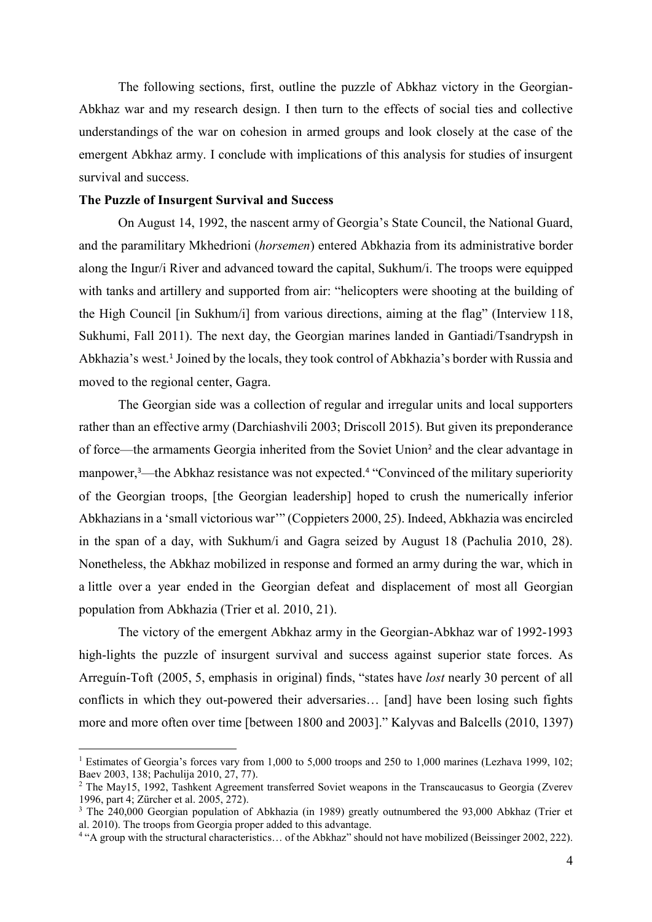The following sections, first, outline the puzzle of Abkhaz victory in the Georgian-Abkhaz war and my research design. I then turn to the effects of social ties and collective understandings of the war on cohesion in armed groups and look closely at the case of the emergent Abkhaz army. I conclude with implications of this analysis for studies of insurgent survival and success.

**The Puzzle of Insurgent Survival and Success**

On August 14, 1992, the nascent army of Georgia's State Council, the National Guard, and the paramilitary Mkhedrioni (*horsemen*) entered Abkhazia from its administrative border along the Ingur/i River and advanced toward the capital, Sukhum/i. The troops were equipped with tanks and artillery and supported from air: "helicopters were shooting at the building of the High Council [in Sukhum/i] from various directions, aiming at the flag" (Interview 118, Sukhumi, Fall 2011). The next day, the Georgian marines landed in Gantiadi/Tsandrypsh in Abkhazia's west.[1] Joined by the locals, they took control of Abkhazia's border with Russia and moved to the regional center, Gagra.

The Georgian side was a collection of regular and irregular units and local supporters rather than an effective army (Darchiashvili 2003; Driscoll 2015). But given its preponderance of force—the armaments Georgia inherited from the Soviet Union[2] and the clear advantage in manpower,[3]—the Abkhaz resistance was not expected.[4] "Convinced of the military superiority of the Georgian troops, [the Georgian leadership] hoped to crush the numerically inferior Abkhazians in a 'small victorious war'" (Coppieters 2000, 25). Indeed, Abkhazia was encircled in the span of a day, with Sukhum/i and Gagra seized by August 18 (Pachulia 2010, 28). Nonetheless, the Abkhaz mobilized in response and formed an army during the war, which in a little over a year ended in the Georgian defeat and displacement of most all Georgian population from Abkhazia (Trier et al. 2010, 21).

The victory of the emergent Abkhaz army in the Georgian-Abkhaz war of 1992-1993 high-lights the puzzle of insurgent survival and success against superior state forces. As Arreguín-Toft (2005, 5, emphasis in original) finds, "states have *lost* nearly 30 percent of all conflicts in which they out-powered their adversaries… [and] have been losing such fights more and more often over time [between 1800 and 2003]." Kalyvas and Balcells (2010, 1397)

---

[1] Estimates of Georgia's forces vary from 1,000 to 5,000 troops and 250 to 1,000 marines (Lezhava 1999, 102; Baev 2003, 138; Pachulija 2010, 27, 77).

[2] The May15, 1992, Tashkent Agreement transferred Soviet weapons in the Transcaucasus to Georgia (Zverev 1996, part 4; Zürcher et al. 2005, 272).

[3] The 240,000 Georgian population of Abkhazia (in 1989) greatly outnumbered the 93,000 Abkhaz (Trier et al. 2010). The troops from Georgia proper added to this advantage.

[4] "A group with the structural characteristics… of the Abkhaz" should not have mobilized (Beissinger 2002, 222).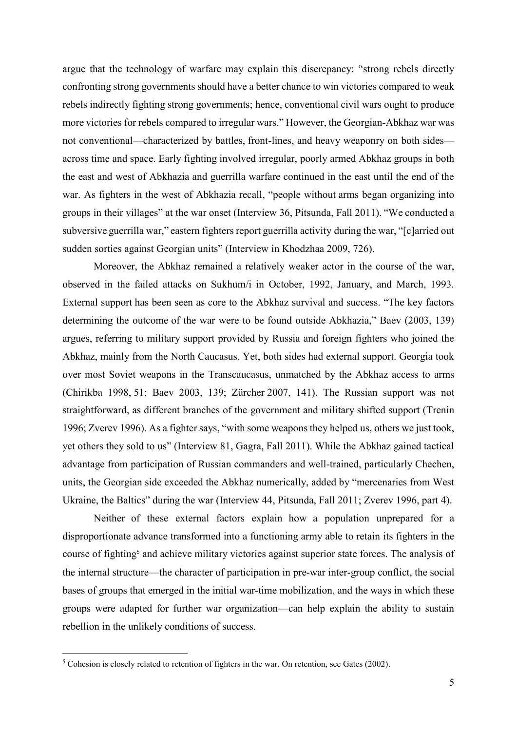argue that the technology of warfare may explain this discrepancy: "strong rebels directly confronting strong governments should have a better chance to win victories compared to weak rebels indirectly fighting strong governments; hence, conventional civil wars ought to produce more victories for rebels compared to irregular wars." However, the Georgian-Abkhaz war was not conventional—characterized by battles, front-lines, and heavy weaponry on both sides—across time and space. Early fighting involved irregular, poorly armed Abkhaz groups in both the east and west of Abkhazia and guerrilla warfare continued in the east until the end of the war. As fighters in the west of Abkhazia recall, "people without arms began organizing into groups in their villages" at the war onset (Interview 36, Pitsunda, Fall 2011). "We conducted a subversive guerrilla war," eastern fighters report guerrilla activity during the war, "[c]arried out sudden sorties against Georgian units" (Interview in Khodzhaa 2009, 726).

Moreover, the Abkhaz remained a relatively weaker actor in the course of the war, observed in the failed attacks on Sukhum/i in October, 1992, January, and March, 1993. External support has been seen as core to the Abkhaz survival and success. "The key factors determining the outcome of the war were to be found outside Abkhazia," Baev (2003, 139) argues, referring to military support provided by Russia and foreign fighters who joined the Abkhaz, mainly from the North Caucasus. Yet, both sides had external support. Georgia took over most Soviet weapons in the Transcaucasus, unmatched by the Abkhaz access to arms (Chirikba 1998, 51; Baev 2003, 139; Zürcher 2007, 141). The Russian support was not straightforward, as different branches of the government and military shifted support (Trenin 1996; Zverev 1996). As a fighter says, "with some weapons they helped us, others we just took, yet others they sold to us" (Interview 81, Gagra, Fall 2011). While the Abkhaz gained tactical advantage from participation of Russian commanders and well-trained, particularly Chechen, units, the Georgian side exceeded the Abkhaz numerically, added by "mercenaries from West Ukraine, the Baltics" during the war (Interview 44, Pitsunda, Fall 2011; Zverev 1996, part 4).

Neither of these external factors explain how a population unprepared for a disproportionate advance transformed into a functioning army able to retain its fighters in the course of fighting[5] and achieve military victories against superior state forces. The analysis of the internal structure—the character of participation in pre-war inter-group conflict, the social bases of groups that emerged in the initial war-time mobilization, and the ways in which these groups were adapted for further war organization—can help explain the ability to sustain rebellion in the unlikely conditions of success.

---

[5] Cohesion is closely related to retention of fighters in the war. On retention, see Gates (2002).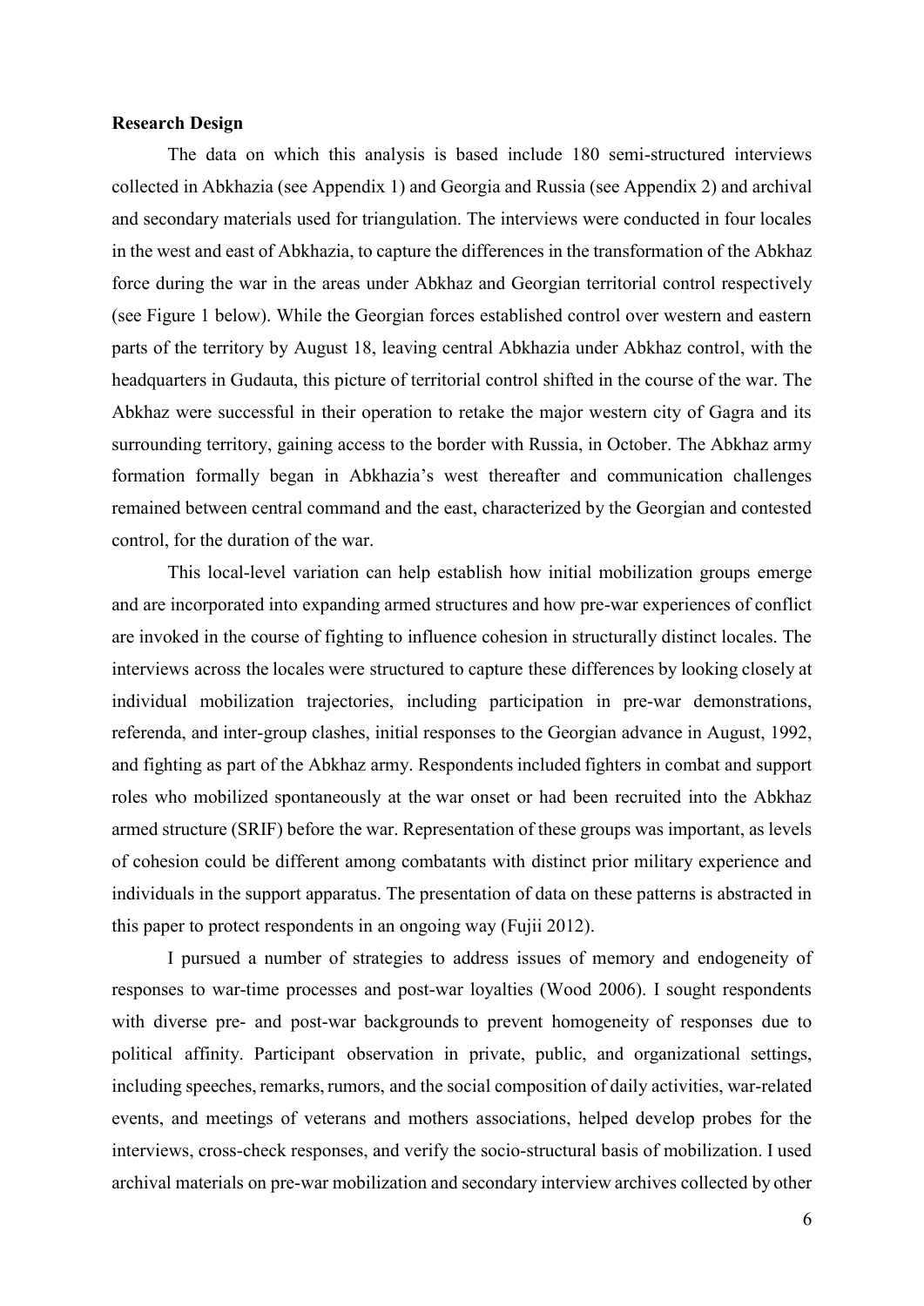**Research Design**

The data on which this analysis is based include 180 semi-structured interviews collected in Abkhazia (see Appendix 1) and Georgia and Russia (see Appendix 2) and archival and secondary materials used for triangulation. The interviews were conducted in four locales in the west and east of Abkhazia, to capture the differences in the transformation of the Abkhaz force during the war in the areas under Abkhaz and Georgian territorial control respectively (see Figure 1 below). While the Georgian forces established control over western and eastern parts of the territory by August 18, leaving central Abkhazia under Abkhaz control, with the headquarters in Gudauta, this picture of territorial control shifted in the course of the war. The Abkhaz were successful in their operation to retake the major western city of Gagra and its surrounding territory, gaining access to the border with Russia, in October. The Abkhaz army formation formally began in Abkhazia's west thereafter and communication challenges remained between central command and the east, characterized by the Georgian and contested control, for the duration of the war.

This local-level variation can help establish how initial mobilization groups emerge and are incorporated into expanding armed structures and how pre-war experiences of conflict are invoked in the course of fighting to influence cohesion in structurally distinct locales. The interviews across the locales were structured to capture these differences by looking closely at individual mobilization trajectories, including participation in pre-war demonstrations, referenda, and inter-group clashes, initial responses to the Georgian advance in August, 1992, and fighting as part of the Abkhaz army. Respondents included fighters in combat and support roles who mobilized spontaneously at the war onset or had been recruited into the Abkhaz armed structure (SRIF) before the war. Representation of these groups was important, as levels of cohesion could be different among combatants with distinct prior military experience and individuals in the support apparatus. The presentation of data on these patterns is abstracted in this paper to protect respondents in an ongoing way (Fujii 2012).

I pursued a number of strategies to address issues of memory and endogeneity of responses to war-time processes and post-war loyalties (Wood 2006). I sought respondents with diverse pre- and post-war backgrounds to prevent homogeneity of responses due to political affinity. Participant observation in private, public, and organizational settings, including speeches, remarks, rumors, and the social composition of daily activities, war-related events, and meetings of veterans and mothers associations, helped develop probes for the interviews, cross-check responses, and verify the socio-structural basis of mobilization. I used archival materials on pre-war mobilization and secondary interview archives collected by other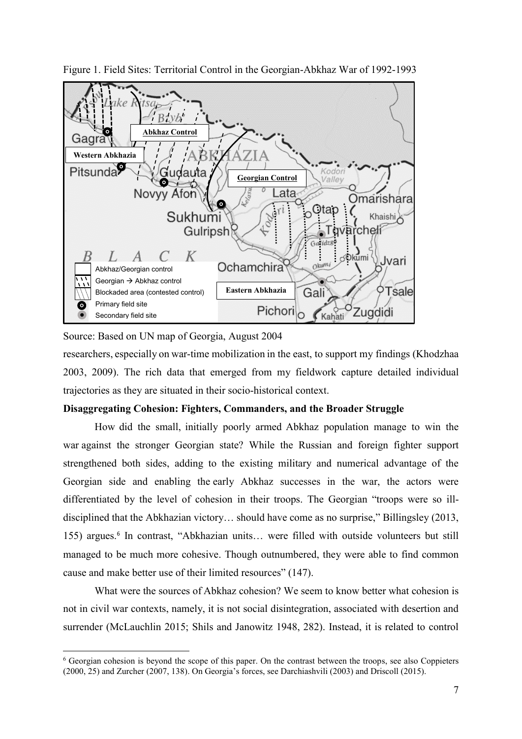Figure 1. Field Sites: Territorial Control in the Georgian-Abkhaz War of 1992-1993

Source: Based on UN map of Georgia, August 2004

researchers, especially on war-time mobilization in the east, to support my findings (Khodzhaa 2003, 2009). The rich data that emerged from my fieldwork capture detailed individual trajectories as they are situated in their socio-historical context.

**Disaggregating Cohesion: Fighters, Commanders, and the Broader Struggle**

How did the small, initially poorly armed Abkhaz population manage to win the war against the stronger Georgian state? While the Russian and foreign fighter support strengthened both sides, adding to the existing military and numerical advantage of the Georgian side and enabling the early Abkhaz successes in the war, the actors were differentiated by the level of cohesion in their troops. The Georgian "troops were so ill-disciplined that the Abkhazian victory… should have come as no surprise," Billingsley (2013, 155) argues.[6] In contrast, "Abkhazian units… were filled with outside volunteers but still managed to be much more cohesive. Though outnumbered, they were able to find common cause and make better use of their limited resources" (147).

What were the sources of Abkhaz cohesion? We seem to know better what cohesion is not in civil war contexts, namely, it is not social disintegration, associated with desertion and surrender (McLauchlin 2015; Shils and Janowitz 1948, 282). Instead, it is related to control

[6] Georgian cohesion is beyond the scope of this paper. On the contrast between the troops, see also Coppieters (2000, 25) and Zurcher (2007, 138). On Georgia's forces, see Darchiashvili (2003) and Driscoll (2015).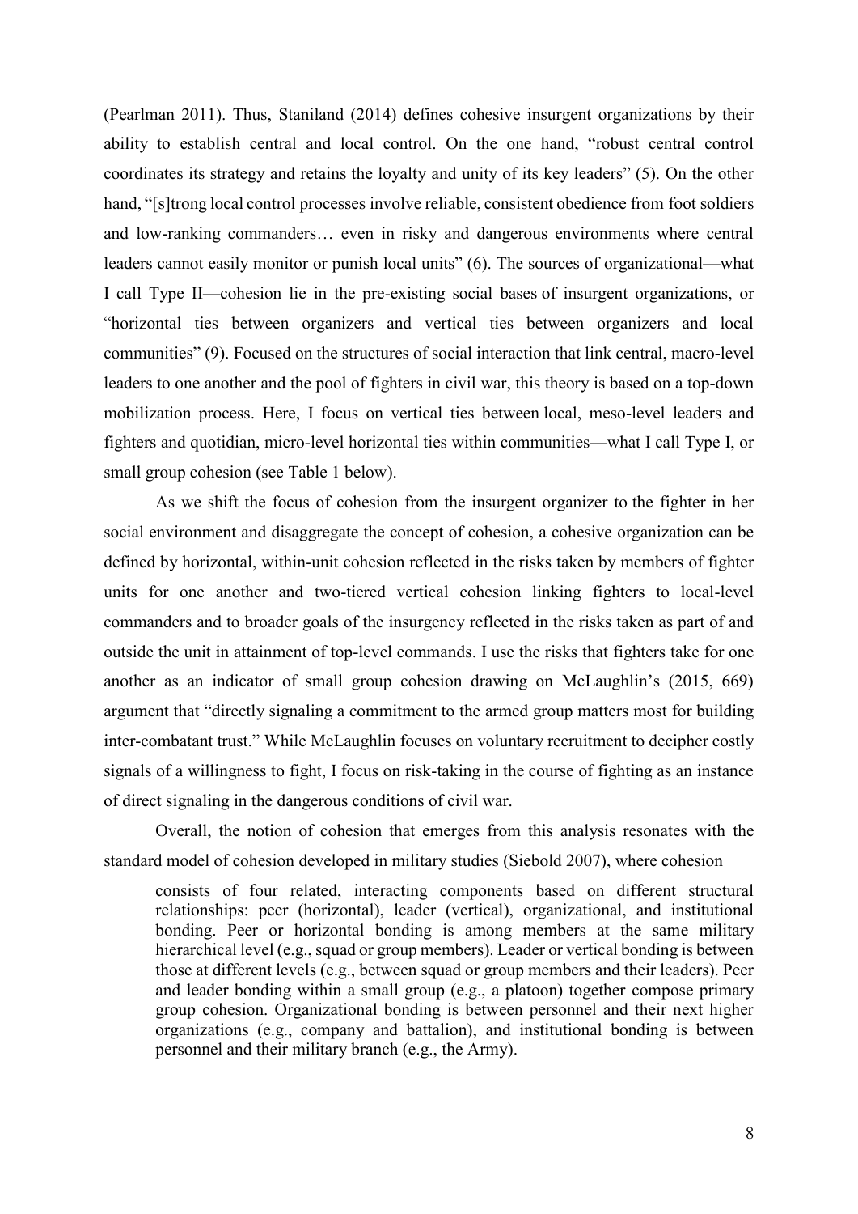(Pearlman 2011). Thus, Staniland (2014) defines cohesive insurgent organizations by their ability to establish central and local control. On the one hand, "robust central control coordinates its strategy and retains the loyalty and unity of its key leaders" (5). On the other hand, "[s]trong local control processes involve reliable, consistent obedience from foot soldiers and low-ranking commanders… even in risky and dangerous environments where central leaders cannot easily monitor or punish local units" (6). The sources of organizational—what I call Type II—cohesion lie in the pre-existing social bases of insurgent organizations, or "horizontal ties between organizers and vertical ties between organizers and local communities" (9). Focused on the structures of social interaction that link central, macro-level leaders to one another and the pool of fighters in civil war, this theory is based on a top-down mobilization process. Here, I focus on vertical ties between local, meso-level leaders and fighters and quotidian, micro-level horizontal ties within communities—what I call Type I, or small group cohesion (see Table 1 below).

As we shift the focus of cohesion from the insurgent organizer to the fighter in her social environment and disaggregate the concept of cohesion, a cohesive organization can be defined by horizontal, within-unit cohesion reflected in the risks taken by members of fighter units for one another and two-tiered vertical cohesion linking fighters to local-level commanders and to broader goals of the insurgency reflected in the risks taken as part of and outside the unit in attainment of top-level commands. I use the risks that fighters take for one another as an indicator of small group cohesion drawing on McLaughlin's (2015, 669) argument that "directly signaling a commitment to the armed group matters most for building inter-combatant trust." While McLaughlin focuses on voluntary recruitment to decipher costly signals of a willingness to fight, I focus on risk-taking in the course of fighting as an instance of direct signaling in the dangerous conditions of civil war.

Overall, the notion of cohesion that emerges from this analysis resonates with the standard model of cohesion developed in military studies (Siebold 2007), where cohesion

> consists of four related, interacting components based on different structural relationships: peer (horizontal), leader (vertical), organizational, and institutional bonding. Peer or horizontal bonding is among members at the same military hierarchical level (e.g., squad or group members). Leader or vertical bonding is between those at different levels (e.g., between squad or group members and their leaders). Peer and leader bonding within a small group (e.g., a platoon) together compose primary group cohesion. Organizational bonding is between personnel and their next higher organizations (e.g., company and battalion), and institutional bonding is between personnel and their military branch (e.g., the Army).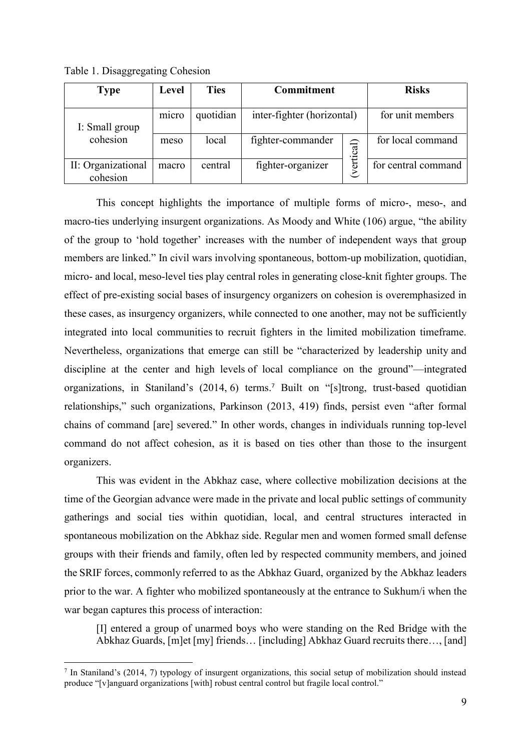Table 1. Disaggregating Cohesion

| Type | Level | Ties | Commitment | | Risks |
|---|---|---|---|---|---|
| I: Small group cohesion | micro | quotidian | inter-fighter (horizontal) | | for unit members |
| | meso | local | fighter-commander | (vertical) | for local command |
| II: Organizational cohesion | macro | central | fighter-organizer | | for central command |

This concept highlights the importance of multiple forms of micro-, meso-, and macro-ties underlying insurgent organizations. As Moody and White (106) argue, "the ability of the group to 'hold together' increases with the number of independent ways that group members are linked." In civil wars involving spontaneous, bottom-up mobilization, quotidian, micro- and local, meso-level ties play central roles in generating close-knit fighter groups. The effect of pre-existing social bases of insurgency organizers on cohesion is overemphasized in these cases, as insurgency organizers, while connected to one another, may not be sufficiently integrated into local communities to recruit fighters in the limited mobilization timeframe. Nevertheless, organizations that emerge can still be "characterized by leadership unity and discipline at the center and high levels of local compliance on the ground"—integrated organizations, in Staniland's (2014, 6) terms.[7] Built on "[s]trong, trust-based quotidian relationships," such organizations, Parkinson (2013, 419) finds, persist even "after formal chains of command [are] severed." In other words, changes in individuals running top-level command do not affect cohesion, as it is based on ties other than those to the insurgent organizers.

This was evident in the Abkhaz case, where collective mobilization decisions at the time of the Georgian advance were made in the private and local public settings of community gatherings and social ties within quotidian, local, and central structures interacted in spontaneous mobilization on the Abkhaz side. Regular men and women formed small defense groups with their friends and family, often led by respected community members, and joined the SRIF forces, commonly referred to as the Abkhaz Guard, organized by the Abkhaz leaders prior to the war. A fighter who mobilized spontaneously at the entrance to Sukhum/i when the war began captures this process of interaction:

> [I] entered a group of unarmed boys who were standing on the Red Bridge with the Abkhaz Guards, [m]et [my] friends… [including] Abkhaz Guard recruits there…, [and]

[7] In Staniland's (2014, 7) typology of insurgent organizations, this social setup of mobilization should instead produce "[v]anguard organizations [with] robust central control but fragile local control."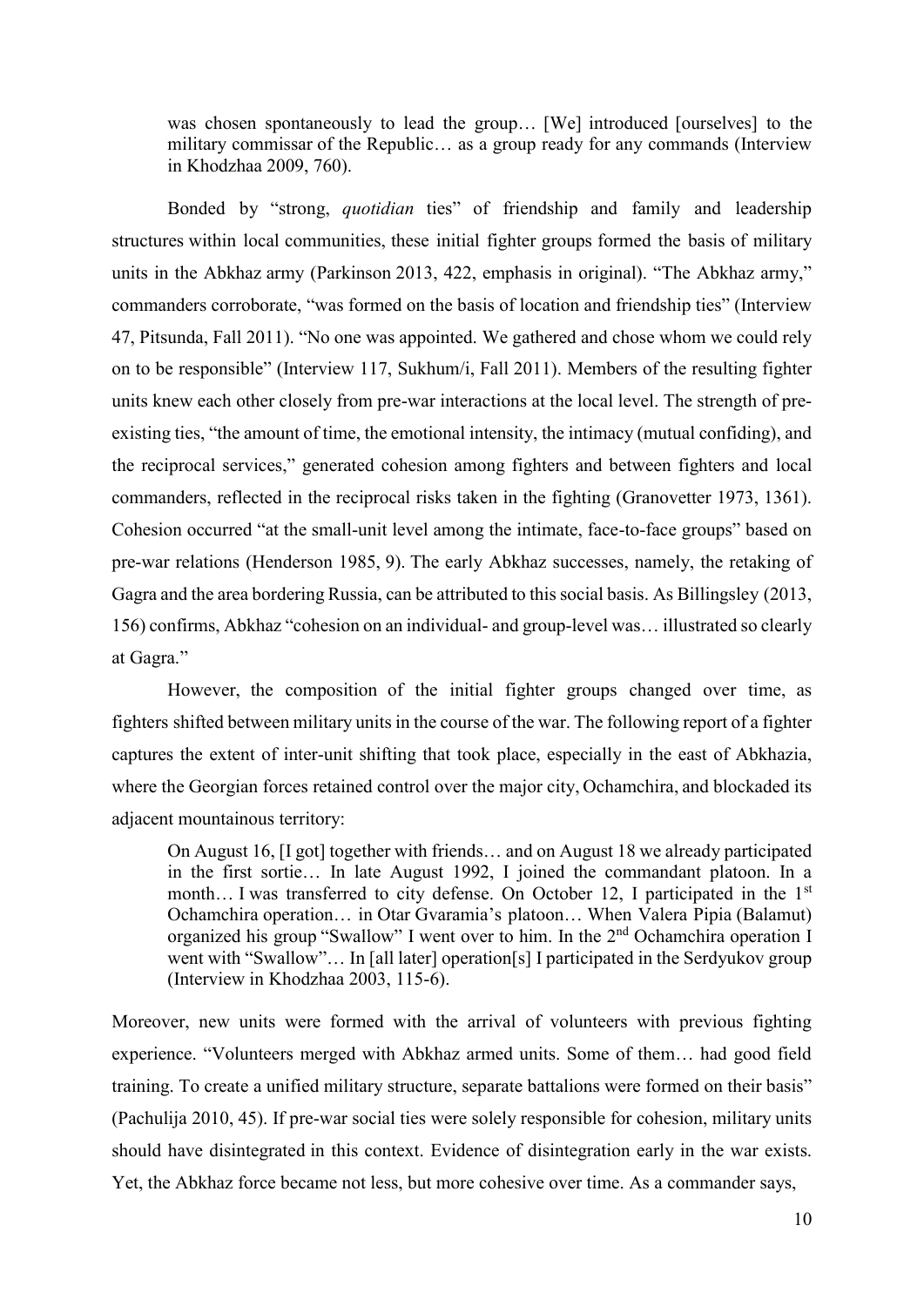> was chosen spontaneously to lead the group… [We] introduced [ourselves] to the military commissar of the Republic… as a group ready for any commands (Interview in Khodzhaa 2009, 760).

Bonded by "strong, *quotidian* ties" of friendship and family and leadership structures within local communities, these initial fighter groups formed the basis of military units in the Abkhaz army (Parkinson 2013, 422, emphasis in original). "The Abkhaz army," commanders corroborate, "was formed on the basis of location and friendship ties" (Interview 47, Pitsunda, Fall 2011). "No one was appointed. We gathered and chose whom we could rely on to be responsible" (Interview 117, Sukhum/i, Fall 2011). Members of the resulting fighter units knew each other closely from pre-war interactions at the local level. The strength of pre-existing ties, "the amount of time, the emotional intensity, the intimacy (mutual confiding), and the reciprocal services," generated cohesion among fighters and between fighters and local commanders, reflected in the reciprocal risks taken in the fighting (Granovetter 1973, 1361). Cohesion occurred "at the small-unit level among the intimate, face-to-face groups" based on pre-war relations (Henderson 1985, 9). The early Abkhaz successes, namely, the retaking of Gagra and the area bordering Russia, can be attributed to this social basis. As Billingsley (2013, 156) confirms, Abkhaz "cohesion on an individual- and group-level was… illustrated so clearly at Gagra."

However, the composition of the initial fighter groups changed over time, as fighters shifted between military units in the course of the war. The following report of a fighter captures the extent of inter-unit shifting that took place, especially in the east of Abkhazia, where the Georgian forces retained control over the major city, Ochamchira, and blockaded its adjacent mountainous territory:

> On August 16, [I got] together with friends… and on August 18 we already participated in the first sortie… In late August 1992, I joined the commandant platoon. In a month… I was transferred to city defense. On October 12, I participated in the 1st Ochamchira operation… in Otar Gvaramia's platoon… When Valera Pipia (Balamut) organized his group "Swallow" I went over to him. In the 2nd Ochamchira operation I went with "Swallow"… In [all later] operation[s] I participated in the Serdyukov group (Interview in Khodzhaa 2003, 115-6).

Moreover, new units were formed with the arrival of volunteers with previous fighting experience. "Volunteers merged with Abkhaz armed units. Some of them… had good field training. To create a unified military structure, separate battalions were formed on their basis" (Pachulija 2010, 45). If pre-war social ties were solely responsible for cohesion, military units should have disintegrated in this context. Evidence of disintegration early in the war exists. Yet, the Abkhaz force became not less, but more cohesive over time. As a commander says,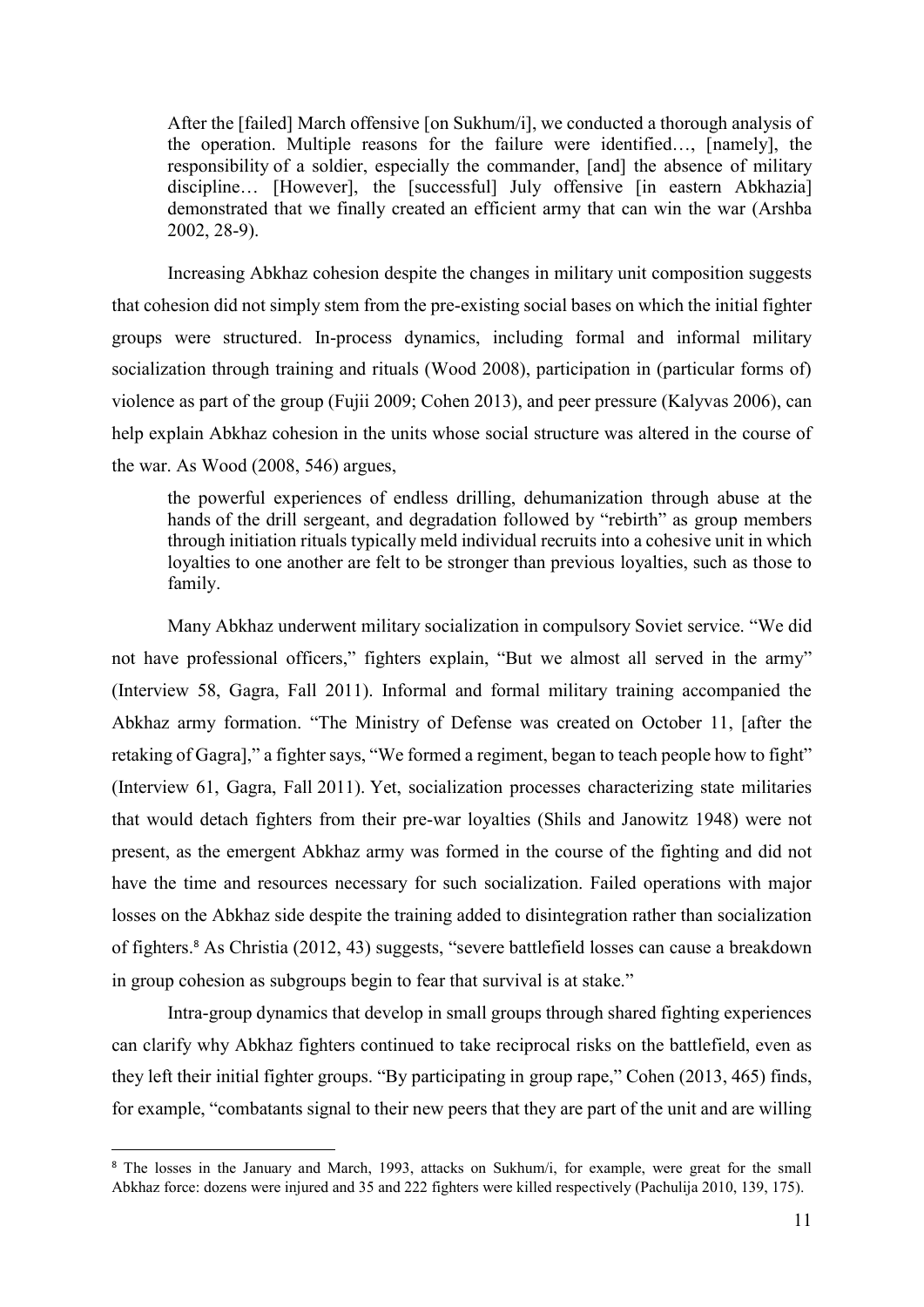> After the [failed] March offensive [on Sukhum/i], we conducted a thorough analysis of the operation. Multiple reasons for the failure were identified…, [namely], the responsibility of a soldier, especially the commander, [and] the absence of military discipline… [However], the [successful] July offensive [in eastern Abkhazia] demonstrated that we finally created an efficient army that can win the war (Arshba 2002, 28-9).

Increasing Abkhaz cohesion despite the changes in military unit composition suggests that cohesion did not simply stem from the pre-existing social bases on which the initial fighter groups were structured. In-process dynamics, including formal and informal military socialization through training and rituals (Wood 2008), participation in (particular forms of) violence as part of the group (Fujii 2009; Cohen 2013), and peer pressure (Kalyvas 2006), can help explain Abkhaz cohesion in the units whose social structure was altered in the course of the war. As Wood (2008, 546) argues,

> the powerful experiences of endless drilling, dehumanization through abuse at the hands of the drill sergeant, and degradation followed by "rebirth" as group members through initiation rituals typically meld individual recruits into a cohesive unit in which loyalties to one another are felt to be stronger than previous loyalties, such as those to family.

Many Abkhaz underwent military socialization in compulsory Soviet service. "We did not have professional officers," fighters explain, "But we almost all served in the army" (Interview 58, Gagra, Fall 2011). Informal and formal military training accompanied the Abkhaz army formation. "The Ministry of Defense was created on October 11, [after the retaking of Gagra]," a fighter says, "We formed a regiment, began to teach people how to fight" (Interview 61, Gagra, Fall 2011). Yet, socialization processes characterizing state militaries that would detach fighters from their pre-war loyalties (Shils and Janowitz 1948) were not present, as the emergent Abkhaz army was formed in the course of the fighting and did not have the time and resources necessary for such socialization. Failed operations with major losses on the Abkhaz side despite the training added to disintegration rather than socialization of fighters.[8] As Christia (2012, 43) suggests, "severe battlefield losses can cause a breakdown in group cohesion as subgroups begin to fear that survival is at stake."

Intra-group dynamics that develop in small groups through shared fighting experiences can clarify why Abkhaz fighters continued to take reciprocal risks on the battlefield, even as they left their initial fighter groups. "By participating in group rape," Cohen (2013, 465) finds, for example, "combatants signal to their new peers that they are part of the unit and are willing

---

[8] The losses in the January and March, 1993, attacks on Sukhum/i, for example, were great for the small Abkhaz force: dozens were injured and 35 and 222 fighters were killed respectively (Pachulija 2010, 139, 175).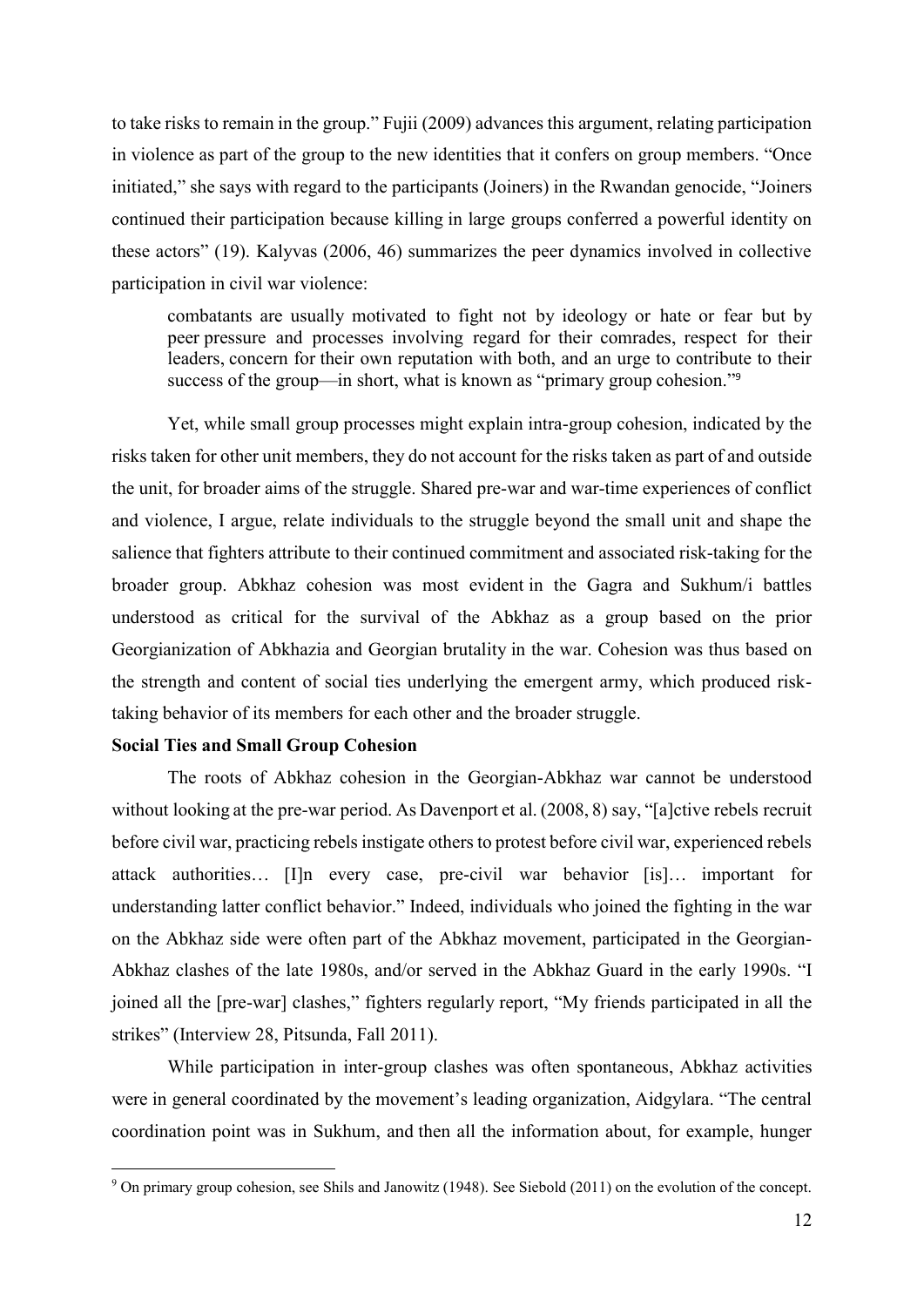to take risks to remain in the group." Fujii (2009) advances this argument, relating participation in violence as part of the group to the new identities that it confers on group members. "Once initiated," she says with regard to the participants (Joiners) in the Rwandan genocide, "Joiners continued their participation because killing in large groups conferred a powerful identity on these actors" (19). Kalyvas (2006, 46) summarizes the peer dynamics involved in collective participation in civil war violence:

> combatants are usually motivated to fight not by ideology or hate or fear but by peer pressure and processes involving regard for their comrades, respect for their leaders, concern for their own reputation with both, and an urge to contribute to their success of the group—in short, what is known as "primary group cohesion."[9]

Yet, while small group processes might explain intra-group cohesion, indicated by the risks taken for other unit members, they do not account for the risks taken as part of and outside the unit, for broader aims of the struggle. Shared pre-war and war-time experiences of conflict and violence, I argue, relate individuals to the struggle beyond the small unit and shape the salience that fighters attribute to their continued commitment and associated risk-taking for the broader group. Abkhaz cohesion was most evident in the Gagra and Sukhum/i battles understood as critical for the survival of the Abkhaz as a group based on the prior Georgianization of Abkhazia and Georgian brutality in the war. Cohesion was thus based on the strength and content of social ties underlying the emergent army, which produced risk-taking behavior of its members for each other and the broader struggle.

**Social Ties and Small Group Cohesion**

The roots of Abkhaz cohesion in the Georgian-Abkhaz war cannot be understood without looking at the pre-war period. As Davenport et al. (2008, 8) say, "[a]ctive rebels recruit before civil war, practicing rebels instigate others to protest before civil war, experienced rebels attack authorities… [I]n every case, pre-civil war behavior [is]… important for understanding latter conflict behavior." Indeed, individuals who joined the fighting in the war on the Abkhaz side were often part of the Abkhaz movement, participated in the Georgian-Abkhaz clashes of the late 1980s, and/or served in the Abkhaz Guard in the early 1990s. "I joined all the [pre-war] clashes," fighters regularly report, "My friends participated in all the strikes" (Interview 28, Pitsunda, Fall 2011).

While participation in inter-group clashes was often spontaneous, Abkhaz activities were in general coordinated by the movement's leading organization, Aidgylara. "The central coordination point was in Sukhum, and then all the information about, for example, hunger

[9] On primary group cohesion, see Shils and Janowitz (1948). See Siebold (2011) on the evolution of the concept.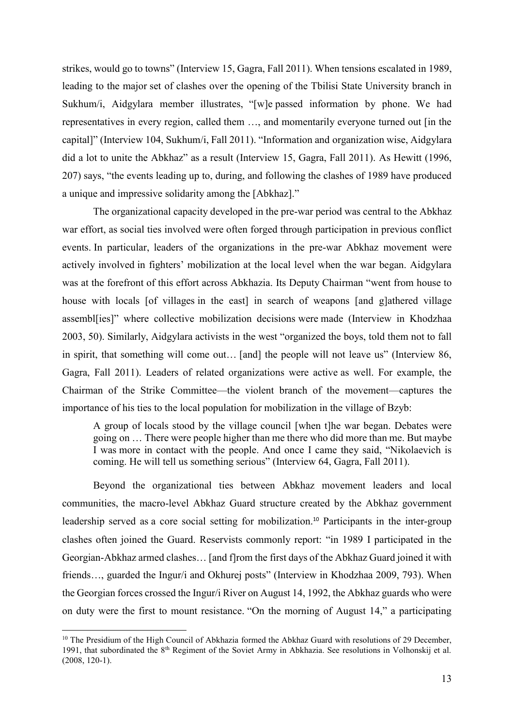strikes, would go to towns" (Interview 15, Gagra, Fall 2011). When tensions escalated in 1989, leading to the major set of clashes over the opening of the Tbilisi State University branch in Sukhum/i, Aidgylara member illustrates, "[w]e passed information by phone. We had representatives in every region, called them …, and momentarily everyone turned out [in the capital]" (Interview 104, Sukhum/i, Fall 2011). "Information and organization wise, Aidgylara did a lot to unite the Abkhaz" as a result (Interview 15, Gagra, Fall 2011). As Hewitt (1996, 207) says, "the events leading up to, during, and following the clashes of 1989 have produced a unique and impressive solidarity among the [Abkhaz]."

The organizational capacity developed in the pre-war period was central to the Abkhaz war effort, as social ties involved were often forged through participation in previous conflict events. In particular, leaders of the organizations in the pre-war Abkhaz movement were actively involved in fighters' mobilization at the local level when the war began. Aidgylara was at the forefront of this effort across Abkhazia. Its Deputy Chairman "went from house to house with locals [of villages in the east] in search of weapons [and g]athered village assembl[ies]" where collective mobilization decisions were made (Interview in Khodzhaa 2003, 50). Similarly, Aidgylara activists in the west "organized the boys, told them not to fall in spirit, that something will come out… [and] the people will not leave us" (Interview 86, Gagra, Fall 2011). Leaders of related organizations were active as well. For example, the Chairman of the Strike Committee—the violent branch of the movement—captures the importance of his ties to the local population for mobilization in the village of Bzyb:

> A group of locals stood by the village council [when t]he war began. Debates were going on … There were people higher than me there who did more than me. But maybe I was more in contact with the people. And once I came they said, "Nikolaevich is coming. He will tell us something serious" (Interview 64, Gagra, Fall 2011).

Beyond the organizational ties between Abkhaz movement leaders and local communities, the macro-level Abkhaz Guard structure created by the Abkhaz government leadership served as a core social setting for mobilization.[10] Participants in the inter-group clashes often joined the Guard. Reservists commonly report: "in 1989 I participated in the Georgian-Abkhaz armed clashes… [and f]rom the first days of the Abkhaz Guard joined it with friends…, guarded the Ingur/i and Okhurej posts" (Interview in Khodzhaa 2009, 793). When the Georgian forces crossed the Ingur/i River on August 14, 1992, the Abkhaz guards who were on duty were the first to mount resistance. "On the morning of August 14," a participating

[10] The Presidium of the High Council of Abkhazia formed the Abkhaz Guard with resolutions of 29 December, 1991, that subordinated the 8th Regiment of the Soviet Army in Abkhazia. See resolutions in Volhonskij et al. (2008, 120-1).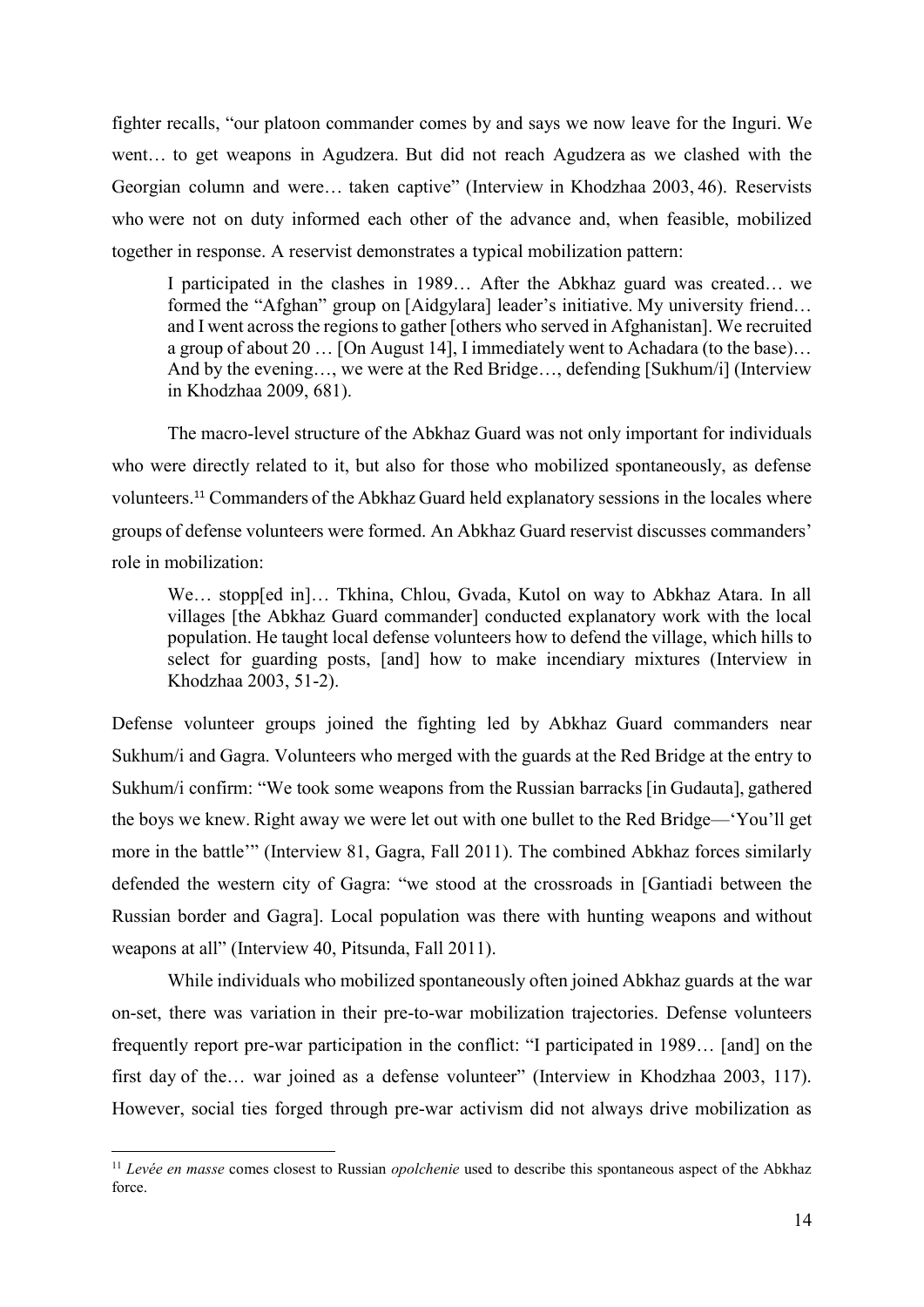fighter recalls, "our platoon commander comes by and says we now leave for the Inguri. We went… to get weapons in Agudzera. But did not reach Agudzera as we clashed with the Georgian column and were… taken captive" (Interview in Khodzhaa 2003, 46). Reservists who were not on duty informed each other of the advance and, when feasible, mobilized together in response. A reservist demonstrates a typical mobilization pattern:

> I participated in the clashes in 1989… After the Abkhaz guard was created… we formed the "Afghan" group on [Aidgylara] leader's initiative. My university friend… and I went across the regions to gather [others who served in Afghanistan]. We recruited a group of about 20 … [On August 14], I immediately went to Achadara (to the base)… And by the evening…, we were at the Red Bridge…, defending [Sukhum/i] (Interview in Khodzhaa 2009, 681).

The macro-level structure of the Abkhaz Guard was not only important for individuals who were directly related to it, but also for those who mobilized spontaneously, as defense volunteers.[11] Commanders of the Abkhaz Guard held explanatory sessions in the locales where groups of defense volunteers were formed. An Abkhaz Guard reservist discusses commanders' role in mobilization:

> We… stopp[ed in]… Tkhina, Chlou, Gvada, Kutol on way to Abkhaz Atara. In all villages [the Abkhaz Guard commander] conducted explanatory work with the local population. He taught local defense volunteers how to defend the village, which hills to select for guarding posts, [and] how to make incendiary mixtures (Interview in Khodzhaa 2003, 51-2).

Defense volunteer groups joined the fighting led by Abkhaz Guard commanders near Sukhum/i and Gagra. Volunteers who merged with the guards at the Red Bridge at the entry to Sukhum/i confirm: "We took some weapons from the Russian barracks [in Gudauta], gathered the boys we knew. Right away we were let out with one bullet to the Red Bridge—'You'll get more in the battle'" (Interview 81, Gagra, Fall 2011). The combined Abkhaz forces similarly defended the western city of Gagra: "we stood at the crossroads in [Gantiadi between the Russian border and Gagra]. Local population was there with hunting weapons and without weapons at all" (Interview 40, Pitsunda, Fall 2011).

While individuals who mobilized spontaneously often joined Abkhaz guards at the war on-set, there was variation in their pre-to-war mobilization trajectories. Defense volunteers frequently report pre-war participation in the conflict: "I participated in 1989… [and] on the first day of the… war joined as a defense volunteer" (Interview in Khodzhaa 2003, 117). However, social ties forged through pre-war activism did not always drive mobilization as

[11] *Levée en masse* comes closest to Russian *opolchenie* used to describe this spontaneous aspect of the Abkhaz force.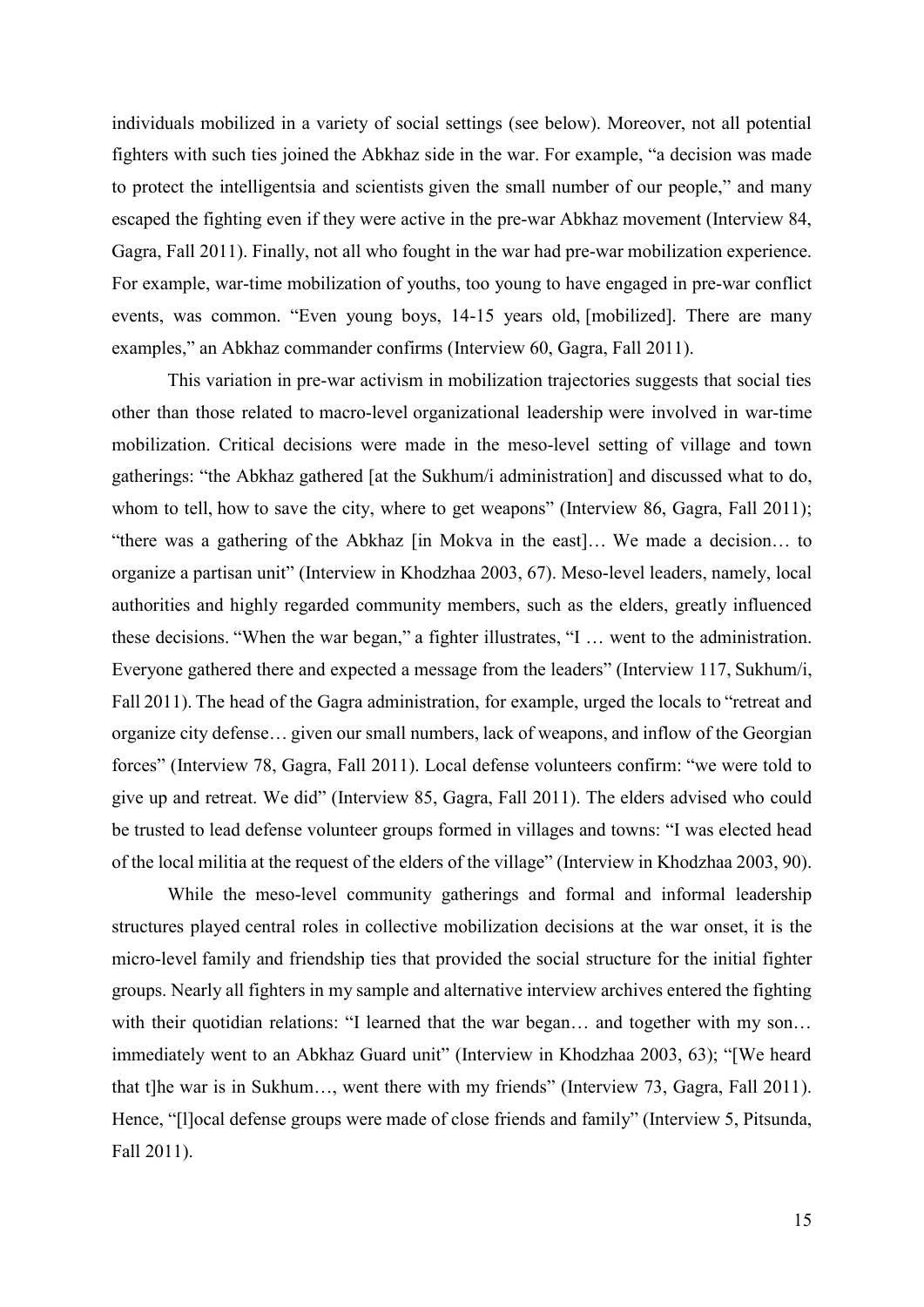individuals mobilized in a variety of social settings (see below). Moreover, not all potential fighters with such ties joined the Abkhaz side in the war. For example, "a decision was made to protect the intelligentsia and scientists given the small number of our people," and many escaped the fighting even if they were active in the pre-war Abkhaz movement (Interview 84, Gagra, Fall 2011). Finally, not all who fought in the war had pre-war mobilization experience. For example, war-time mobilization of youths, too young to have engaged in pre-war conflict events, was common. "Even young boys, 14-15 years old, [mobilized]. There are many examples," an Abkhaz commander confirms (Interview 60, Gagra, Fall 2011).

This variation in pre-war activism in mobilization trajectories suggests that social ties other than those related to macro-level organizational leadership were involved in war-time mobilization. Critical decisions were made in the meso-level setting of village and town gatherings: "the Abkhaz gathered [at the Sukhum/i administration] and discussed what to do, whom to tell, how to save the city, where to get weapons" (Interview 86, Gagra, Fall 2011); "there was a gathering of the Abkhaz [in Mokva in the east]… We made a decision… to organize a partisan unit" (Interview in Khodzhaa 2003, 67). Meso-level leaders, namely, local authorities and highly regarded community members, such as the elders, greatly influenced these decisions. "When the war began," a fighter illustrates, "I … went to the administration. Everyone gathered there and expected a message from the leaders" (Interview 117, Sukhum/i, Fall 2011). The head of the Gagra administration, for example, urged the locals to "retreat and organize city defense… given our small numbers, lack of weapons, and inflow of the Georgian forces" (Interview 78, Gagra, Fall 2011). Local defense volunteers confirm: "we were told to give up and retreat. We did" (Interview 85, Gagra, Fall 2011). The elders advised who could be trusted to lead defense volunteer groups formed in villages and towns: "I was elected head of the local militia at the request of the elders of the village" (Interview in Khodzhaa 2003, 90).

While the meso-level community gatherings and formal and informal leadership structures played central roles in collective mobilization decisions at the war onset, it is the micro-level family and friendship ties that provided the social structure for the initial fighter groups. Nearly all fighters in my sample and alternative interview archives entered the fighting with their quotidian relations: "I learned that the war began… and together with my son… immediately went to an Abkhaz Guard unit" (Interview in Khodzhaa 2003, 63); "[We heard that t]he war is in Sukhum…, went there with my friends" (Interview 73, Gagra, Fall 2011). Hence, "[l]ocal defense groups were made of close friends and family" (Interview 5, Pitsunda, Fall 2011).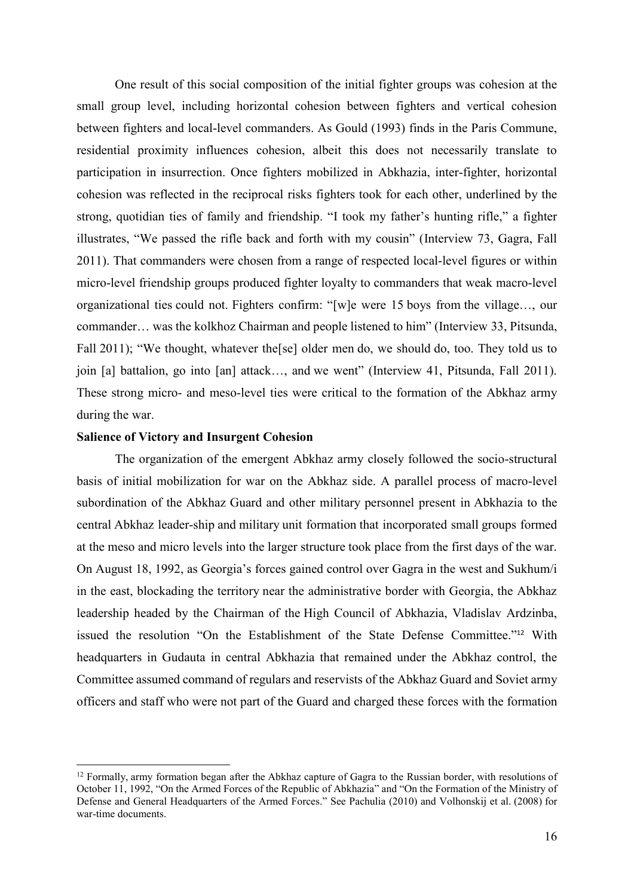One result of this social composition of the initial fighter groups was cohesion at the small group level, including horizontal cohesion between fighters and vertical cohesion between fighters and local-level commanders. As Gould (1993) finds in the Paris Commune, residential proximity influences cohesion, albeit this does not necessarily translate to participation in insurrection. Once fighters mobilized in Abkhazia, inter-fighter, horizontal cohesion was reflected in the reciprocal risks fighters took for each other, underlined by the strong, quotidian ties of family and friendship. "I took my father's hunting rifle," a fighter illustrates, "We passed the rifle back and forth with my cousin" (Interview 73, Gagra, Fall 2011). That commanders were chosen from a range of respected local-level figures or within micro-level friendship groups produced fighter loyalty to commanders that weak macro-level organizational ties could not. Fighters confirm: "[w]e were 15 boys from the village…, our commander… was the kolkhoz Chairman and people listened to him" (Interview 33, Pitsunda, Fall 2011); "We thought, whatever the[se] older men do, we should do, too. They told us to join [a] battalion, go into [an] attack…, and we went" (Interview 41, Pitsunda, Fall 2011). These strong micro- and meso-level ties were critical to the formation of the Abkhaz army during the war.

**Salience of Victory and Insurgent Cohesion**

The organization of the emergent Abkhaz army closely followed the socio-structural basis of initial mobilization for war on the Abkhaz side. A parallel process of macro-level subordination of the Abkhaz Guard and other military personnel present in Abkhazia to the central Abkhaz leader-ship and military unit formation that incorporated small groups formed at the meso and micro levels into the larger structure took place from the first days of the war. On August 18, 1992, as Georgia's forces gained control over Gagra in the west and Sukhum/i in the east, blockading the territory near the administrative border with Georgia, the Abkhaz leadership headed by the Chairman of the High Council of Abkhazia, Vladislav Ardzinba, issued the resolution "On the Establishment of the State Defense Committee."[12] With headquarters in Gudauta in central Abkhazia that remained under the Abkhaz control, the Committee assumed command of regulars and reservists of the Abkhaz Guard and Soviet army officers and staff who were not part of the Guard and charged these forces with the formation

[12] Formally, army formation began after the Abkhaz capture of Gagra to the Russian border, with resolutions of October 11, 1992, "On the Armed Forces of the Republic of Abkhazia" and "On the Formation of the Ministry of Defense and General Headquarters of the Armed Forces." See Pachulia (2010) and Volhonskij et al. (2008) for war-time documents.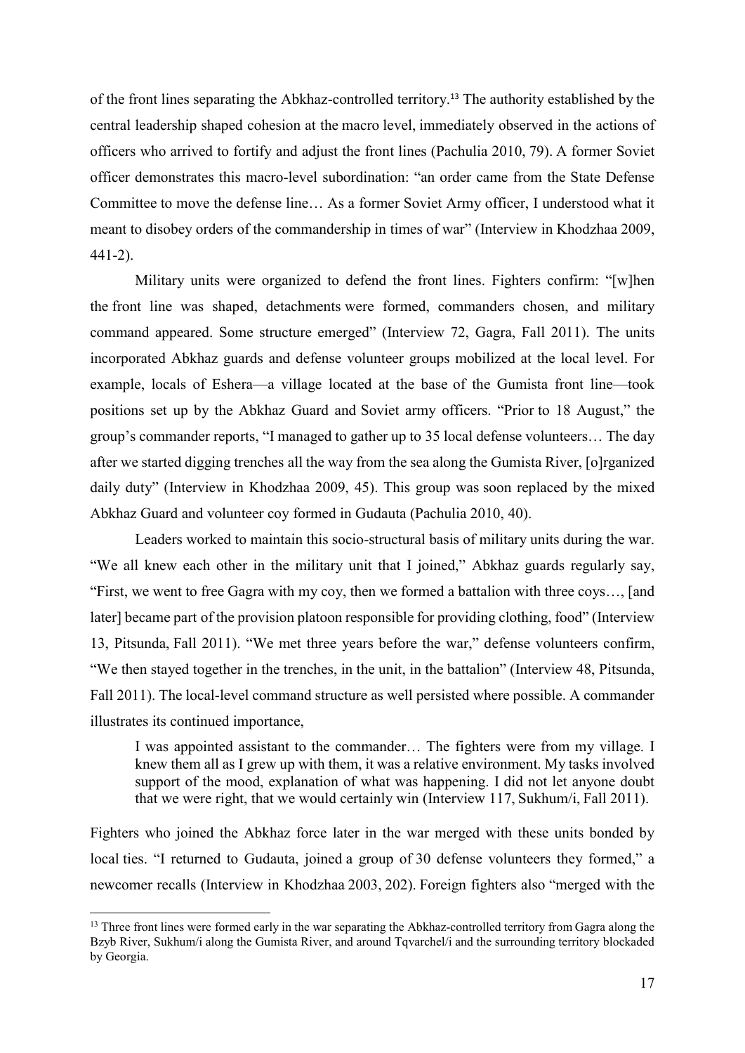of the front lines separating the Abkhaz-controlled territory.[13] The authority established by the central leadership shaped cohesion at the macro level, immediately observed in the actions of officers who arrived to fortify and adjust the front lines (Pachulia 2010, 79). A former Soviet officer demonstrates this macro-level subordination: "an order came from the State Defense Committee to move the defense line… As a former Soviet Army officer, I understood what it meant to disobey orders of the commandership in times of war" (Interview in Khodzhaa 2009, 441-2).

Military units were organized to defend the front lines. Fighters confirm: "[w]hen the front line was shaped, detachments were formed, commanders chosen, and military command appeared. Some structure emerged" (Interview 72, Gagra, Fall 2011). The units incorporated Abkhaz guards and defense volunteer groups mobilized at the local level. For example, locals of Eshera—a village located at the base of the Gumista front line—took positions set up by the Abkhaz Guard and Soviet army officers. "Prior to 18 August," the group's commander reports, "I managed to gather up to 35 local defense volunteers… The day after we started digging trenches all the way from the sea along the Gumista River, [o]rganized daily duty" (Interview in Khodzhaa 2009, 45). This group was soon replaced by the mixed Abkhaz Guard and volunteer coy formed in Gudauta (Pachulia 2010, 40).

Leaders worked to maintain this socio-structural basis of military units during the war. "We all knew each other in the military unit that I joined," Abkhaz guards regularly say, "First, we went to free Gagra with my coy, then we formed a battalion with three coys…, [and later] became part of the provision platoon responsible for providing clothing, food" (Interview 13, Pitsunda, Fall 2011). "We met three years before the war," defense volunteers confirm, "We then stayed together in the trenches, in the unit, in the battalion" (Interview 48, Pitsunda, Fall 2011). The local-level command structure as well persisted where possible. A commander illustrates its continued importance,

> I was appointed assistant to the commander… The fighters were from my village. I knew them all as I grew up with them, it was a relative environment. My tasks involved support of the mood, explanation of what was happening. I did not let anyone doubt that we were right, that we would certainly win (Interview 117, Sukhum/i, Fall 2011).

Fighters who joined the Abkhaz force later in the war merged with these units bonded by local ties. "I returned to Gudauta, joined a group of 30 defense volunteers they formed," a newcomer recalls (Interview in Khodzhaa 2003, 202). Foreign fighters also "merged with the

---

[13] Three front lines were formed early in the war separating the Abkhaz-controlled territory from Gagra along the Bzyb River, Sukhum/i along the Gumista River, and around Tqvarchel/i and the surrounding territory blockaded by Georgia.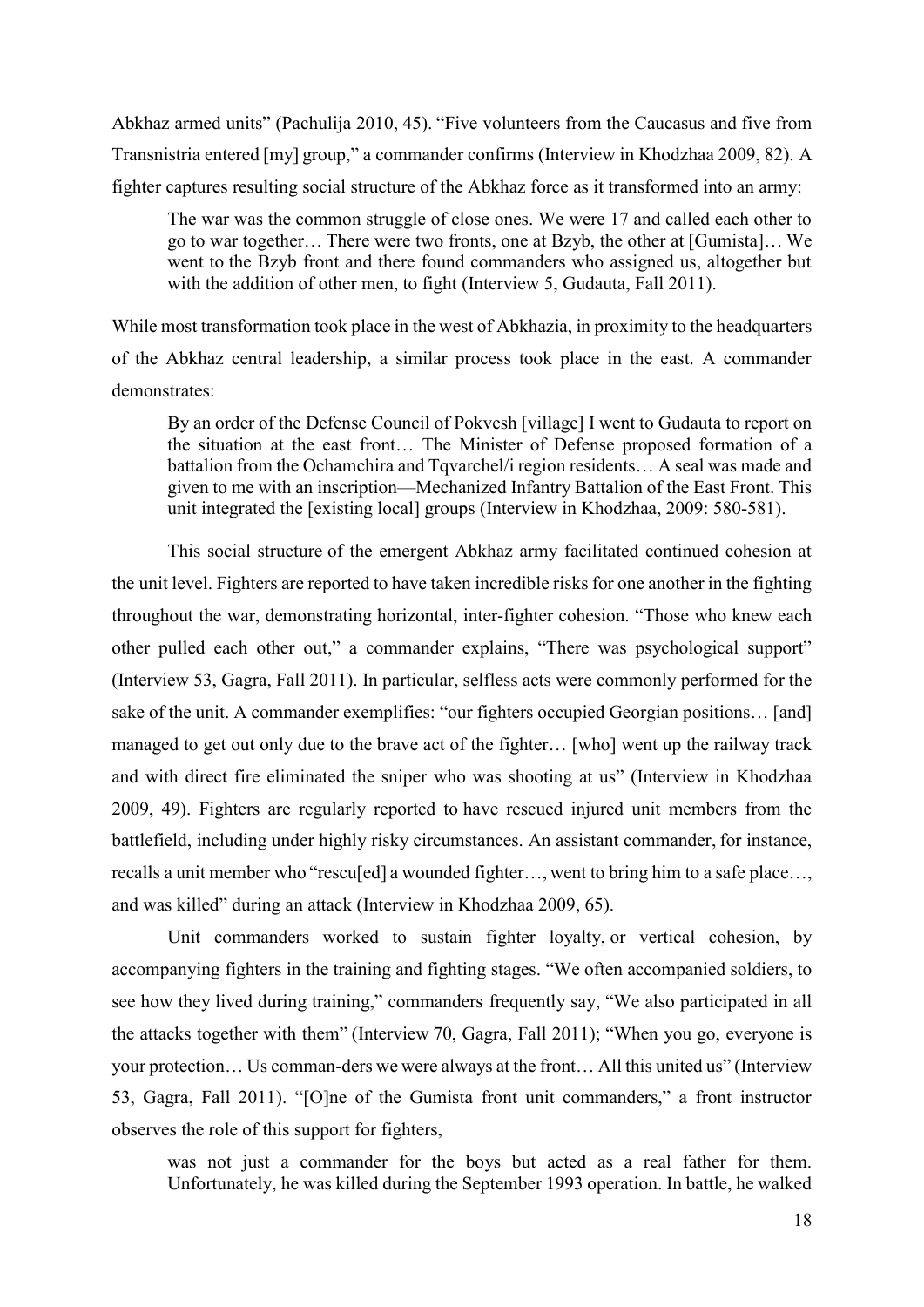Abkhaz armed units" (Pachulija 2010, 45). "Five volunteers from the Caucasus and five from Transnistria entered [my] group," a commander confirms (Interview in Khodzhaa 2009, 82). A fighter captures resulting social structure of the Abkhaz force as it transformed into an army:

> The war was the common struggle of close ones. We were 17 and called each other to go to war together… There were two fronts, one at Bzyb, the other at [Gumista]… We went to the Bzyb front and there found commanders who assigned us, altogether but with the addition of other men, to fight (Interview 5, Gudauta, Fall 2011).

While most transformation took place in the west of Abkhazia, in proximity to the headquarters of the Abkhaz central leadership, a similar process took place in the east. A commander demonstrates:

> By an order of the Defense Council of Pokvesh [village] I went to Gudauta to report on the situation at the east front… The Minister of Defense proposed formation of a battalion from the Ochamchira and Tqvarchel/i region residents… A seal was made and given to me with an inscription—Mechanized Infantry Battalion of the East Front. This unit integrated the [existing local] groups (Interview in Khodzhaa, 2009: 580-581).

This social structure of the emergent Abkhaz army facilitated continued cohesion at the unit level. Fighters are reported to have taken incredible risks for one another in the fighting throughout the war, demonstrating horizontal, inter-fighter cohesion. "Those who knew each other pulled each other out," a commander explains, "There was psychological support" (Interview 53, Gagra, Fall 2011). In particular, selfless acts were commonly performed for the sake of the unit. A commander exemplifies: "our fighters occupied Georgian positions… [and] managed to get out only due to the brave act of the fighter… [who] went up the railway track and with direct fire eliminated the sniper who was shooting at us" (Interview in Khodzhaa 2009, 49). Fighters are regularly reported to have rescued injured unit members from the battlefield, including under highly risky circumstances. An assistant commander, for instance, recalls a unit member who "rescu[ed] a wounded fighter…, went to bring him to a safe place…, and was killed" during an attack (Interview in Khodzhaa 2009, 65).

Unit commanders worked to sustain fighter loyalty, or vertical cohesion, by accompanying fighters in the training and fighting stages. "We often accompanied soldiers, to see how they lived during training," commanders frequently say, "We also participated in all the attacks together with them" (Interview 70, Gagra, Fall 2011); "When you go, everyone is your protection… Us comman-ders we were always at the front… All this united us" (Interview 53, Gagra, Fall 2011). "[O]ne of the Gumista front unit commanders," a front instructor observes the role of this support for fighters,

> was not just a commander for the boys but acted as a real father for them. Unfortunately, he was killed during the September 1993 operation. In battle, he walked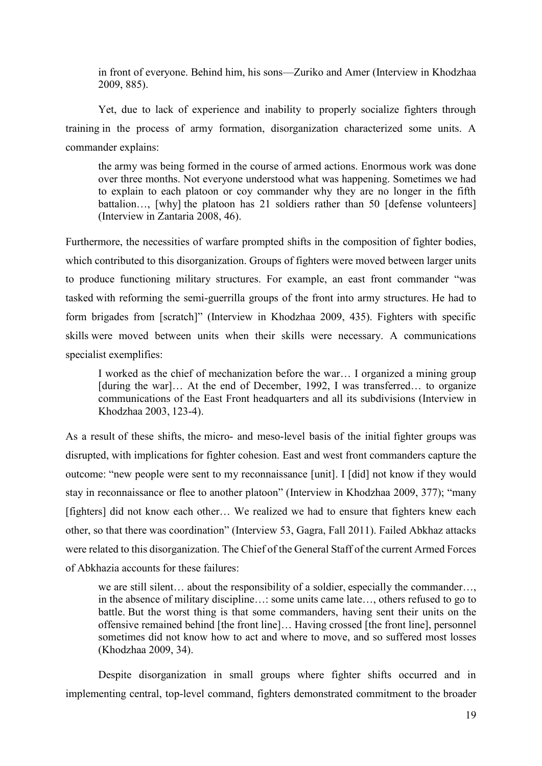> in front of everyone. Behind him, his sons—Zuriko and Amer (Interview in Khodzhaa 2009, 885).

Yet, due to lack of experience and inability to properly socialize fighters through training in the process of army formation, disorganization characterized some units. A commander explains:

> the army was being formed in the course of armed actions. Enormous work was done over three months. Not everyone understood what was happening. Sometimes we had to explain to each platoon or coy commander why they are no longer in the fifth battalion…, [why] the platoon has 21 soldiers rather than 50 [defense volunteers] (Interview in Zantaria 2008, 46).

Furthermore, the necessities of warfare prompted shifts in the composition of fighter bodies, which contributed to this disorganization. Groups of fighters were moved between larger units to produce functioning military structures. For example, an east front commander "was tasked with reforming the semi-guerrilla groups of the front into army structures. He had to form brigades from [scratch]" (Interview in Khodzhaa 2009, 435). Fighters with specific skills were moved between units when their skills were necessary. A communications specialist exemplifies:

> I worked as the chief of mechanization before the war… I organized a mining group [during the war]… At the end of December, 1992, I was transferred… to organize communications of the East Front headquarters and all its subdivisions (Interview in Khodzhaa 2003, 123-4).

As a result of these shifts, the micro- and meso-level basis of the initial fighter groups was disrupted, with implications for fighter cohesion. East and west front commanders capture the outcome: "new people were sent to my reconnaissance [unit]. I [did] not know if they would stay in reconnaissance or flee to another platoon" (Interview in Khodzhaa 2009, 377); "many [fighters] did not know each other… We realized we had to ensure that fighters knew each other, so that there was coordination" (Interview 53, Gagra, Fall 2011). Failed Abkhaz attacks were related to this disorganization. The Chief of the General Staff of the current Armed Forces of Abkhazia accounts for these failures:

> we are still silent… about the responsibility of a soldier, especially the commander…, in the absence of military discipline…: some units came late…, others refused to go to battle. But the worst thing is that some commanders, having sent their units on the offensive remained behind [the front line]… Having crossed [the front line], personnel sometimes did not know how to act and where to move, and so suffered most losses (Khodzhaa 2009, 34).

Despite disorganization in small groups where fighter shifts occurred and in implementing central, top-level command, fighters demonstrated commitment to the broader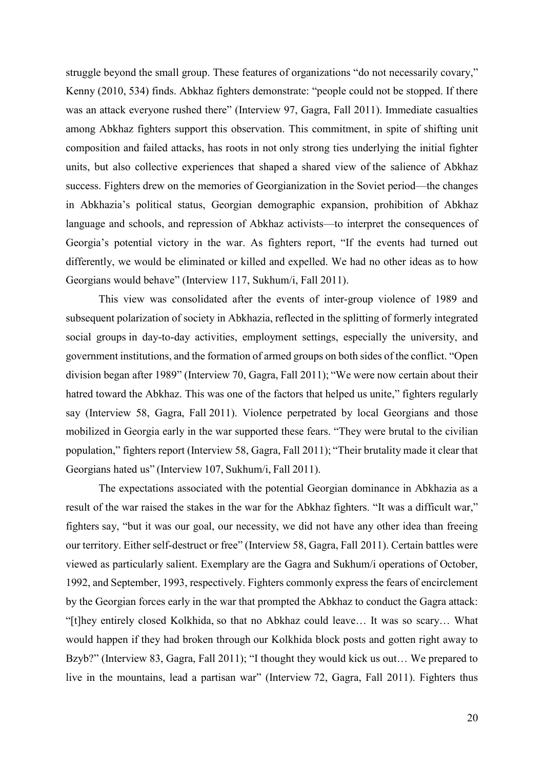struggle beyond the small group. These features of organizations "do not necessarily covary," Kenny (2010, 534) finds. Abkhaz fighters demonstrate: "people could not be stopped. If there was an attack everyone rushed there" (Interview 97, Gagra, Fall 2011). Immediate casualties among Abkhaz fighters support this observation. This commitment, in spite of shifting unit composition and failed attacks, has roots in not only strong ties underlying the initial fighter units, but also collective experiences that shaped a shared view of the salience of Abkhaz success. Fighters drew on the memories of Georgianization in the Soviet period—the changes in Abkhazia's political status, Georgian demographic expansion, prohibition of Abkhaz language and schools, and repression of Abkhaz activists—to interpret the consequences of Georgia's potential victory in the war. As fighters report, "If the events had turned out differently, we would be eliminated or killed and expelled. We had no other ideas as to how Georgians would behave" (Interview 117, Sukhum/i, Fall 2011).

This view was consolidated after the events of inter-group violence of 1989 and subsequent polarization of society in Abkhazia, reflected in the splitting of formerly integrated social groups in day-to-day activities, employment settings, especially the university, and government institutions, and the formation of armed groups on both sides of the conflict. "Open division began after 1989" (Interview 70, Gagra, Fall 2011); "We were now certain about their hatred toward the Abkhaz. This was one of the factors that helped us unite," fighters regularly say (Interview 58, Gagra, Fall 2011). Violence perpetrated by local Georgians and those mobilized in Georgia early in the war supported these fears. "They were brutal to the civilian population," fighters report (Interview 58, Gagra, Fall 2011); "Their brutality made it clear that Georgians hated us" (Interview 107, Sukhum/i, Fall 2011).

The expectations associated with the potential Georgian dominance in Abkhazia as a result of the war raised the stakes in the war for the Abkhaz fighters. "It was a difficult war," fighters say, "but it was our goal, our necessity, we did not have any other idea than freeing our territory. Either self-destruct or free" (Interview 58, Gagra, Fall 2011). Certain battles were viewed as particularly salient. Exemplary are the Gagra and Sukhum/i operations of October, 1992, and September, 1993, respectively. Fighters commonly express the fears of encirclement by the Georgian forces early in the war that prompted the Abkhaz to conduct the Gagra attack: "[t]hey entirely closed Kolkhida, so that no Abkhaz could leave… It was so scary… What would happen if they had broken through our Kolkhida block posts and gotten right away to Bzyb?" (Interview 83, Gagra, Fall 2011); "I thought they would kick us out… We prepared to live in the mountains, lead a partisan war" (Interview 72, Gagra, Fall 2011). Fighters thus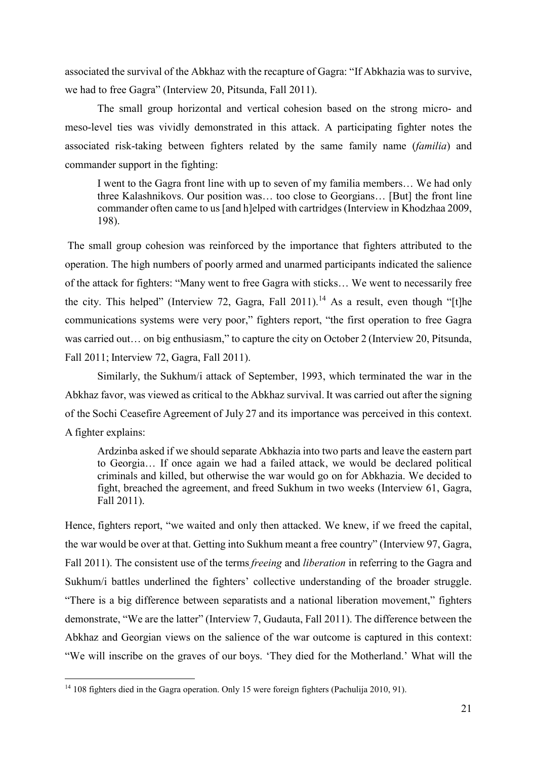associated the survival of the Abkhaz with the recapture of Gagra: "If Abkhazia was to survive, we had to free Gagra" (Interview 20, Pitsunda, Fall 2011).

The small group horizontal and vertical cohesion based on the strong micro- and meso-level ties was vividly demonstrated in this attack. A participating fighter notes the associated risk-taking between fighters related by the same family name (*familia*) and commander support in the fighting:

> I went to the Gagra front line with up to seven of my familia members… We had only three Kalashnikovs. Our position was… too close to Georgians… [But] the front line commander often came to us [and h]elped with cartridges (Interview in Khodzhaa 2009, 198).

The small group cohesion was reinforced by the importance that fighters attributed to the operation. The high numbers of poorly armed and unarmed participants indicated the salience of the attack for fighters: "Many went to free Gagra with sticks… We went to necessarily free the city. This helped" (Interview 72, Gagra, Fall 2011).[14] As a result, even though "[t]he communications systems were very poor," fighters report, "the first operation to free Gagra was carried out… on big enthusiasm," to capture the city on October 2 (Interview 20, Pitsunda, Fall 2011; Interview 72, Gagra, Fall 2011).

Similarly, the Sukhum/i attack of September, 1993, which terminated the war in the Abkhaz favor, was viewed as critical to the Abkhaz survival. It was carried out after the signing of the Sochi Ceasefire Agreement of July 27 and its importance was perceived in this context. A fighter explains:

> Ardzinba asked if we should separate Abkhazia into two parts and leave the eastern part to Georgia… If once again we had a failed attack, we would be declared political criminals and killed, but otherwise the war would go on for Abkhazia. We decided to fight, breached the agreement, and freed Sukhum in two weeks (Interview 61, Gagra, Fall 2011).

Hence, fighters report, "we waited and only then attacked. We knew, if we freed the capital, the war would be over at that. Getting into Sukhum meant a free country" (Interview 97, Gagra, Fall 2011). The consistent use of the terms *freeing* and *liberation* in referring to the Gagra and Sukhum/i battles underlined the fighters' collective understanding of the broader struggle. "There is a big difference between separatists and a national liberation movement," fighters demonstrate, "We are the latter" (Interview 7, Gudauta, Fall 2011). The difference between the Abkhaz and Georgian views on the salience of the war outcome is captured in this context: "We will inscribe on the graves of our boys. 'They died for the Motherland.' What will the

---

[14] 108 fighters died in the Gagra operation. Only 15 were foreign fighters (Pachulija 2010, 91).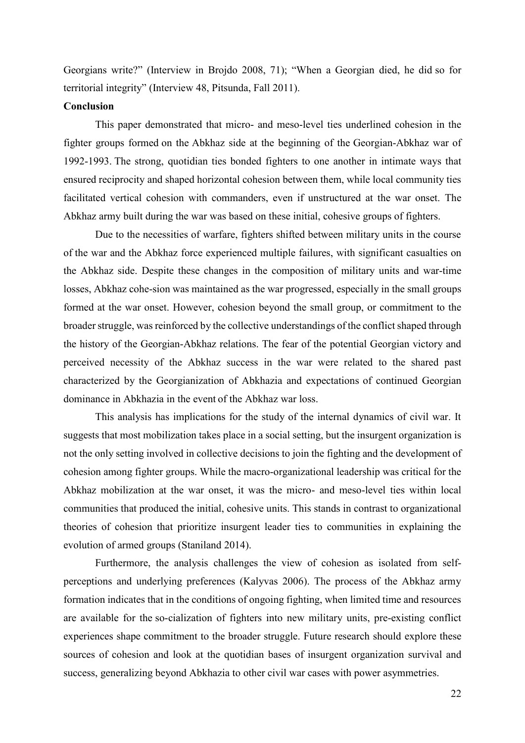Georgians write?" (Interview in Brojdo 2008, 71); "When a Georgian died, he did so for territorial integrity" (Interview 48, Pitsunda, Fall 2011).

## Conclusion

This paper demonstrated that micro- and meso-level ties underlined cohesion in the fighter groups formed on the Abkhaz side at the beginning of the Georgian-Abkhaz war of 1992-1993. The strong, quotidian ties bonded fighters to one another in intimate ways that ensured reciprocity and shaped horizontal cohesion between them, while local community ties facilitated vertical cohesion with commanders, even if unstructured at the war onset. The Abkhaz army built during the war was based on these initial, cohesive groups of fighters.

Due to the necessities of warfare, fighters shifted between military units in the course of the war and the Abkhaz force experienced multiple failures, with significant casualties on the Abkhaz side. Despite these changes in the composition of military units and war-time losses, Abkhaz cohe-sion was maintained as the war progressed, especially in the small groups formed at the war onset. However, cohesion beyond the small group, or commitment to the broader struggle, was reinforced by the collective understandings of the conflict shaped through the history of the Georgian-Abkhaz relations. The fear of the potential Georgian victory and perceived necessity of the Abkhaz success in the war were related to the shared past characterized by the Georgianization of Abkhazia and expectations of continued Georgian dominance in Abkhazia in the event of the Abkhaz war loss.

This analysis has implications for the study of the internal dynamics of civil war. It suggests that most mobilization takes place in a social setting, but the insurgent organization is not the only setting involved in collective decisions to join the fighting and the development of cohesion among fighter groups. While the macro-organizational leadership was critical for the Abkhaz mobilization at the war onset, it was the micro- and meso-level ties within local communities that produced the initial, cohesive units. This stands in contrast to organizational theories of cohesion that prioritize insurgent leader ties to communities in explaining the evolution of armed groups (Staniland 2014).

Furthermore, the analysis challenges the view of cohesion as isolated from self-perceptions and underlying preferences (Kalyvas 2006). The process of the Abkhaz army formation indicates that in the conditions of ongoing fighting, when limited time and resources are available for the so-cialization of fighters into new military units, pre-existing conflict experiences shape commitment to the broader struggle. Future research should explore these sources of cohesion and look at the quotidian bases of insurgent organization survival and success, generalizing beyond Abkhazia to other civil war cases with power asymmetries.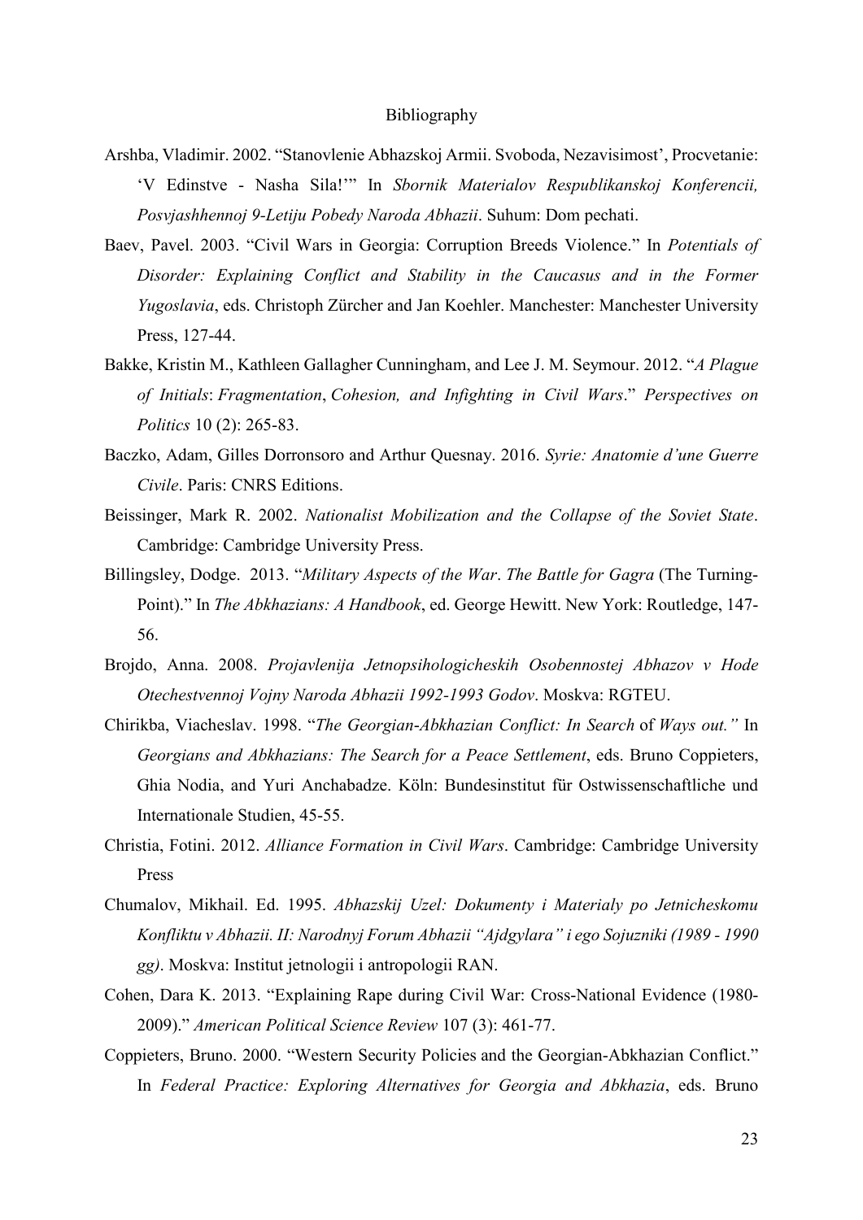Bibliography

Arshba, Vladimir. 2002. "Stanovlenie Abhazskoj Armii. Svoboda, Nezavisimost', Procvetanie: 'V Edinstve - Nasha Sila!'" In *Sbornik Materialov Respublikanskoj Konferencii, Posvjashhennoj 9-Letiju Pobedy Naroda Abhazii*. Suhum: Dom pechati.

Baev, Pavel. 2003. "Civil Wars in Georgia: Corruption Breeds Violence." In *Potentials of Disorder: Explaining Conflict and Stability in the Caucasus and in the Former Yugoslavia*, eds. Christoph Zürcher and Jan Koehler. Manchester: Manchester University Press, 127-44.

Bakke, Kristin M., Kathleen Gallagher Cunningham, and Lee J. M. Seymour. 2012. "*A Plague of Initials*: *Fragmentation*, *Cohesion, and Infighting in Civil Wars*." *Perspectives on Politics* 10 (2): 265-83.

Baczko, Adam, Gilles Dorronsoro and Arthur Quesnay. 2016. *Syrie: Anatomie d'une Guerre Civile*. Paris: CNRS Editions.

Beissinger, Mark R. 2002. *Nationalist Mobilization and the Collapse of the Soviet State*. Cambridge: Cambridge University Press.

Billingsley, Dodge. 2013. "*Military Aspects of the War*. *The Battle for Gagra* (The Turning-Point)." In *The Abkhazians: A Handbook*, ed. George Hewitt. New York: Routledge, 147-56.

Brojdo, Anna. 2008. *Projavlenija Jetnopsihologicheskih Osobennostej Abhazov v Hode Otechestvennoj Vojny Naroda Abhazii 1992-1993 Godov*. Moskva: RGTEU.

Chirikba, Viacheslav. 1998. "*The Georgian-Abkhazian Conflict: In Search* of *Ways out."* In *Georgians and Abkhazians: The Search for a Peace Settlement*, eds. Bruno Coppieters, Ghia Nodia, and Yuri Anchabadze. Köln: Bundesinstitut für Ostwissenschaftliche und Internationale Studien, 45-55.

Christia, Fotini. 2012. *Alliance Formation in Civil Wars*. Cambridge: Cambridge University Press

Chumalov, Mikhail. Ed. 1995. *Abhazskij Uzel: Dokumenty i Materialy po Jetnicheskomu Konfliktu v Abhazii. II: Narodnyj Forum Abhazii "Ajdgylara" i ego Sojuzniki (1989 - 1990 gg)*. Moskva: Institut jetnologii i antropologii RAN.

Cohen, Dara K. 2013. "Explaining Rape during Civil War: Cross-National Evidence (1980-2009)." *American Political Science Review* 107 (3): 461-77.

Coppieters, Bruno. 2000. "Western Security Policies and the Georgian-Abkhazian Conflict." In *Federal Practice: Exploring Alternatives for Georgia and Abkhazia*, eds. Bruno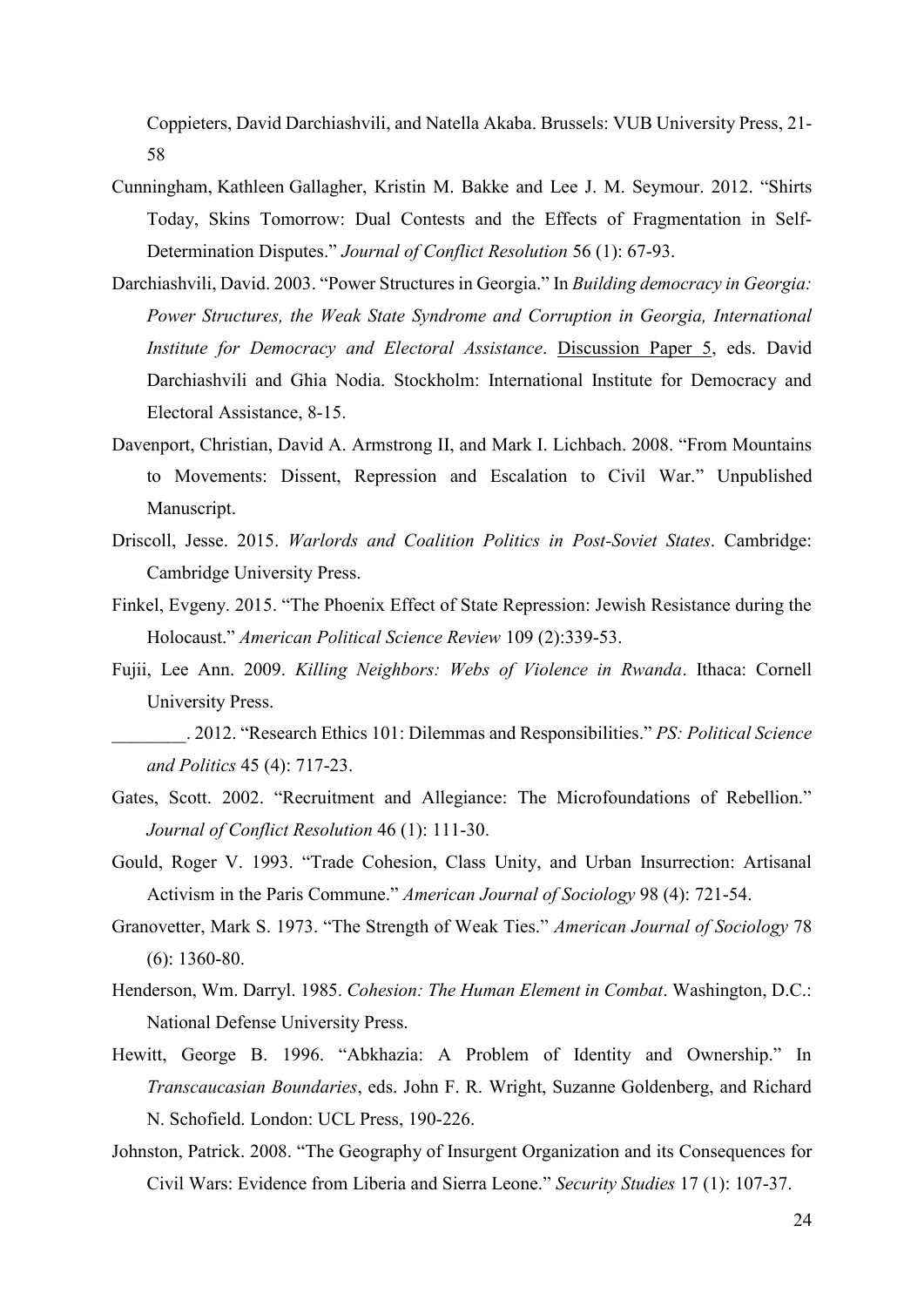Coppieters, David Darchiashvili, and Natella Akaba. Brussels: VUB University Press, 21-58

Cunningham, Kathleen Gallagher, Kristin M. Bakke and Lee J. M. Seymour. 2012. "Shirts Today, Skins Tomorrow: Dual Contests and the Effects of Fragmentation in Self-Determination Disputes." *Journal of Conflict Resolution* 56 (1): 67-93.

Darchiashvili, David. 2003. "Power Structures in Georgia." In *Building democracy in Georgia: Power Structures, the Weak State Syndrome and Corruption in Georgia, International Institute for Democracy and Electoral Assistance*. Discussion Paper 5, eds. David Darchiashvili and Ghia Nodia. Stockholm: International Institute for Democracy and Electoral Assistance, 8-15.

Davenport, Christian, David A. Armstrong II, and Mark I. Lichbach. 2008. "From Mountains to Movements: Dissent, Repression and Escalation to Civil War." Unpublished Manuscript.

Driscoll, Jesse. 2015. *Warlords and Coalition Politics in Post-Soviet States*. Cambridge: Cambridge University Press.

Finkel, Evgeny. 2015. "The Phoenix Effect of State Repression: Jewish Resistance during the Holocaust." *American Political Science Review* 109 (2):339-53.

Fujii, Lee Ann. 2009. *Killing Neighbors: Webs of Violence in Rwanda*. Ithaca: Cornell University Press.

________. 2012. "Research Ethics 101: Dilemmas and Responsibilities." *PS: Political Science and Politics* 45 (4): 717-23.

Gates, Scott. 2002. "Recruitment and Allegiance: The Microfoundations of Rebellion." *Journal of Conflict Resolution* 46 (1): 111-30.

Gould, Roger V. 1993. "Trade Cohesion, Class Unity, and Urban Insurrection: Artisanal Activism in the Paris Commune." *American Journal of Sociology* 98 (4): 721-54.

Granovetter, Mark S. 1973. "The Strength of Weak Ties." *American Journal of Sociology* 78 (6): 1360-80.

Henderson, Wm. Darryl. 1985. *Cohesion: The Human Element in Combat*. Washington, D.C.: National Defense University Press.

Hewitt, George B. 1996. "Abkhazia: A Problem of Identity and Ownership." In *Transcaucasian Boundaries*, eds. John F. R. Wright, Suzanne Goldenberg, and Richard N. Schofield. London: UCL Press, 190-226.

Johnston, Patrick. 2008. "The Geography of Insurgent Organization and its Consequences for Civil Wars: Evidence from Liberia and Sierra Leone." *Security Studies* 17 (1): 107-37.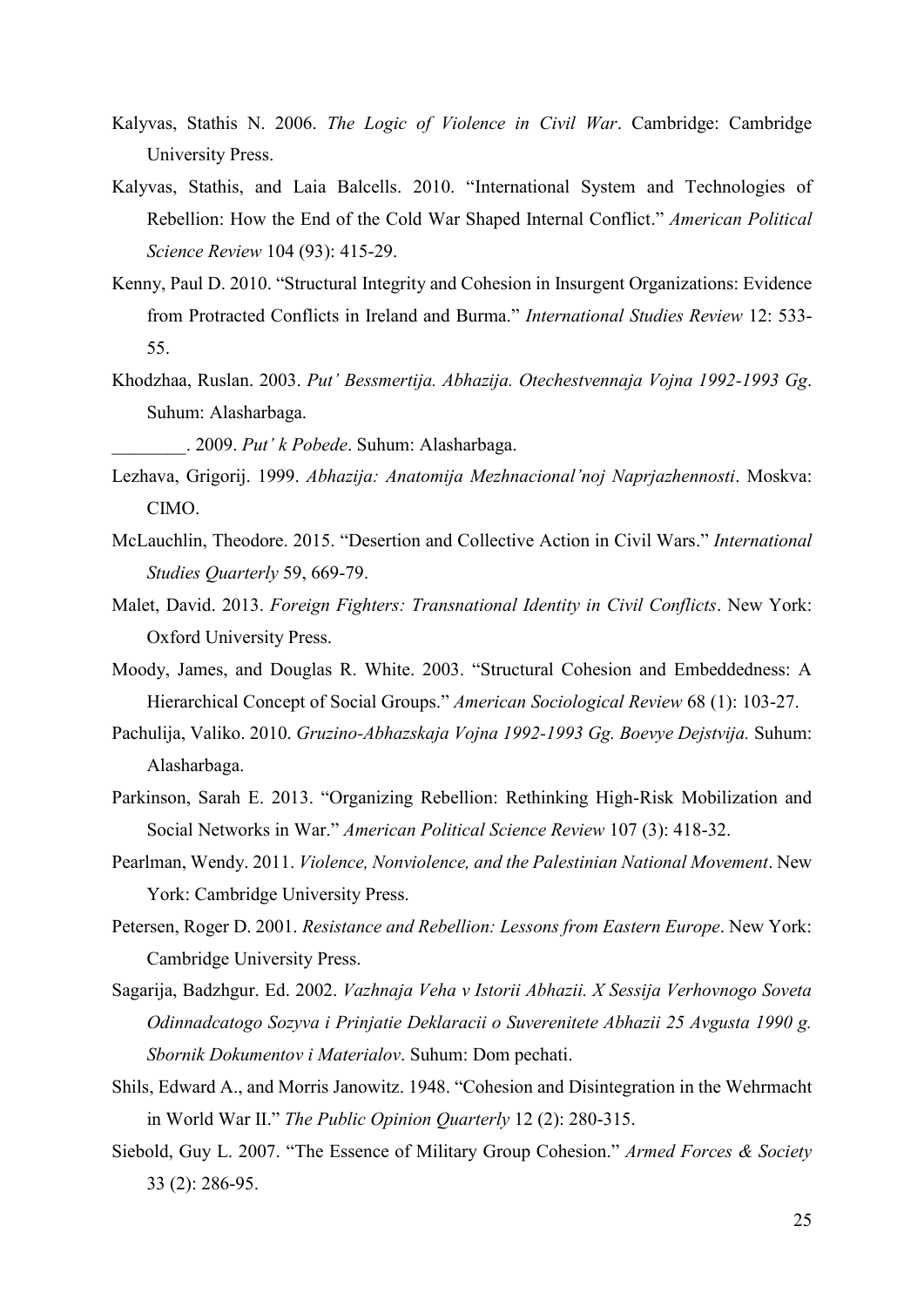Kalyvas, Stathis N. 2006. *The Logic of Violence in Civil War*. Cambridge: Cambridge University Press.

Kalyvas, Stathis, and Laia Balcells. 2010. "International System and Technologies of Rebellion: How the End of the Cold War Shaped Internal Conflict." *American Political Science Review* 104 (93): 415-29.

Kenny, Paul D. 2010. "Structural Integrity and Cohesion in Insurgent Organizations: Evidence from Protracted Conflicts in Ireland and Burma." *International Studies Review* 12: 533-55.

Khodzhaa, Ruslan. 2003. *Put' Bessmertija. Abhazija. Otechestvennaja Vojna 1992-1993 Gg*. Suhum: Alasharbaga.

________. 2009. *Put' k Pobede*. Suhum: Alasharbaga.

Lezhava, Grigorij. 1999. *Abhazija: Anatomija Mezhnacional'noj Naprjazhennosti*. Moskva: CIMO.

McLauchlin, Theodore. 2015. "Desertion and Collective Action in Civil Wars." *International Studies Quarterly* 59, 669-79.

Malet, David. 2013. *Foreign Fighters: Transnational Identity in Civil Conflicts*. New York: Oxford University Press.

Moody, James, and Douglas R. White. 2003. "Structural Cohesion and Embeddedness: A Hierarchical Concept of Social Groups." *American Sociological Review* 68 (1): 103-27.

Pachulija, Valiko. 2010. *Gruzino-Abhazskaja Vojna 1992-1993 Gg. Boevye Dejstvija.* Suhum: Alasharbaga.

Parkinson, Sarah E. 2013. "Organizing Rebellion: Rethinking High-Risk Mobilization and Social Networks in War." *American Political Science Review* 107 (3): 418-32.

Pearlman, Wendy. 2011. *Violence, Nonviolence, and the Palestinian National Movement*. New York: Cambridge University Press.

Petersen, Roger D. 2001. *Resistance and Rebellion: Lessons from Eastern Europe*. New York: Cambridge University Press.

Sagarija, Badzhgur. Ed. 2002. *Vazhnaja Veha v Istorii Abhazii. X Sessija Verhovnogo Soveta Odinnadcatogo Sozyva i Prinjatie Deklaracii o Suverenitete Abhazii 25 Avgusta 1990 g. Sbornik Dokumentov i Materialov*. Suhum: Dom pechati.

Shils, Edward A., and Morris Janowitz. 1948. "Cohesion and Disintegration in the Wehrmacht in World War II." *The Public Opinion Quarterly* 12 (2): 280-315.

Siebold, Guy L. 2007. "The Essence of Military Group Cohesion." *Armed Forces & Society* 33 (2): 286-95.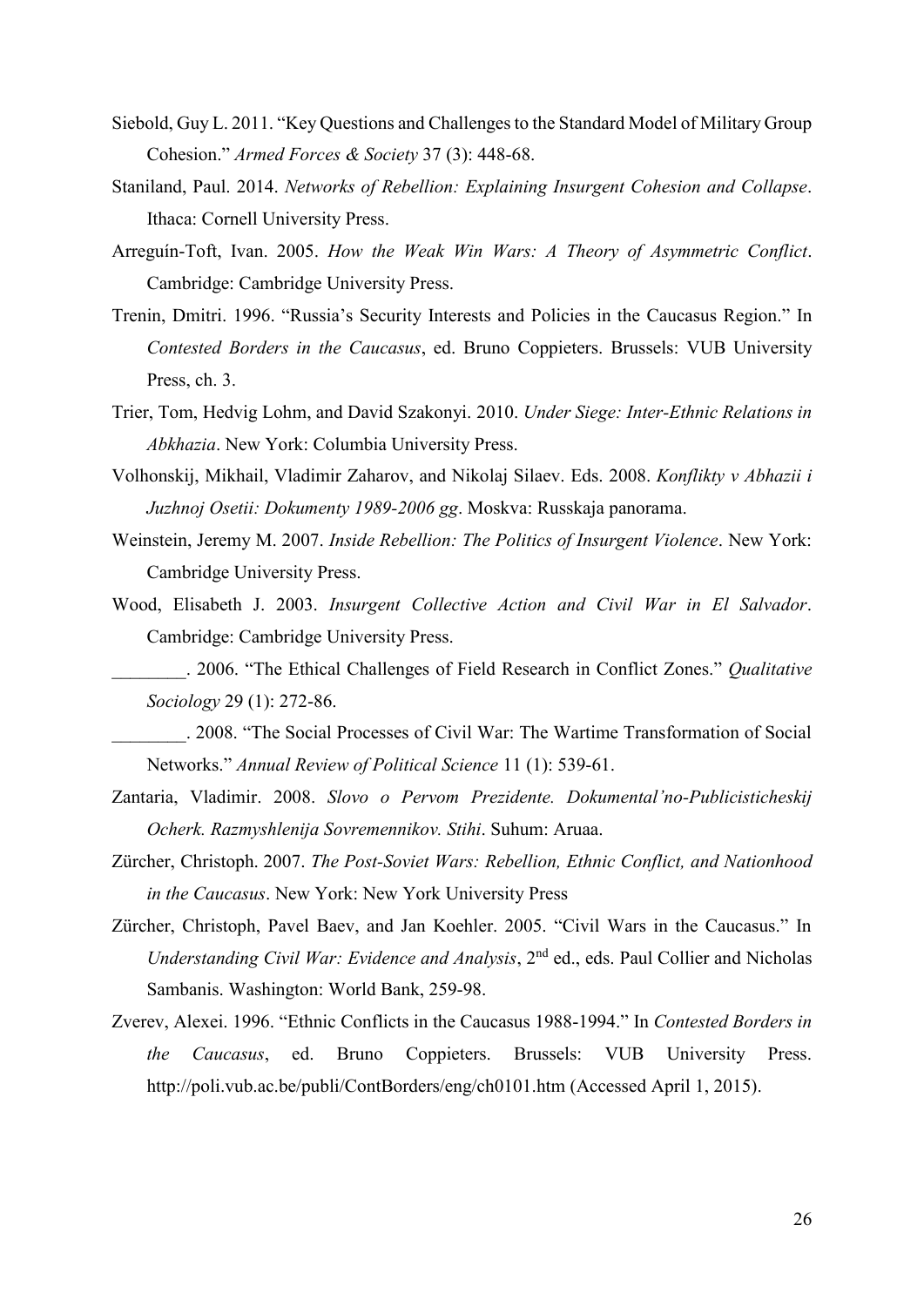Siebold, Guy L. 2011. "Key Questions and Challenges to the Standard Model of Military Group Cohesion." *Armed Forces & Society* 37 (3): 448-68.

Staniland, Paul. 2014. *Networks of Rebellion: Explaining Insurgent Cohesion and Collapse*. Ithaca: Cornell University Press.

Arreguín-Toft, Ivan. 2005. *How the Weak Win Wars: A Theory of Asymmetric Conflict*. Cambridge: Cambridge University Press.

Trenin, Dmitri. 1996. "Russia's Security Interests and Policies in the Caucasus Region." In *Contested Borders in the Caucasus*, ed. Bruno Coppieters. Brussels: VUB University Press, ch. 3.

Trier, Tom, Hedvig Lohm, and David Szakonyi. 2010. *Under Siege: Inter-Ethnic Relations in Abkhazia*. New York: Columbia University Press.

Volhonskij, Mikhail, Vladimir Zaharov, and Nikolaj Silaev. Eds. 2008. *Konflikty v Abhazii i Juzhnoj Osetii: Dokumenty 1989-2006 gg*. Moskva: Russkaja panorama.

Weinstein, Jeremy M. 2007. *Inside Rebellion: The Politics of Insurgent Violence*. New York: Cambridge University Press.

Wood, Elisabeth J. 2003. *Insurgent Collective Action and Civil War in El Salvador*. Cambridge: Cambridge University Press.

________. 2006. "The Ethical Challenges of Field Research in Conflict Zones." *Qualitative Sociology* 29 (1): 272-86.

________. 2008. "The Social Processes of Civil War: The Wartime Transformation of Social Networks." *Annual Review of Political Science* 11 (1): 539-61.

Zantaria, Vladimir. 2008. *Slovo o Pervom Prezidente. Dokumental'no-Publicisticheskij Ocherk. Razmyshlenija Sovremennikov. Stihi*. Suhum: Aruaa.

Zürcher, Christoph. 2007. *The Post-Soviet Wars: Rebellion, Ethnic Conflict, and Nationhood in the Caucasus*. New York: New York University Press

Zürcher, Christoph, Pavel Baev, and Jan Koehler. 2005. "Civil Wars in the Caucasus." In *Understanding Civil War: Evidence and Analysis*, 2nd ed., eds. Paul Collier and Nicholas Sambanis. Washington: World Bank, 259-98.

Zverev, Alexei. 1996. "Ethnic Conflicts in the Caucasus 1988-1994." In *Contested Borders in the Caucasus*, ed. Bruno Coppieters. Brussels: VUB University Press. http://poli.vub.ac.be/publi/ContBorders/eng/ch0101.htm (Accessed April 1, 2015).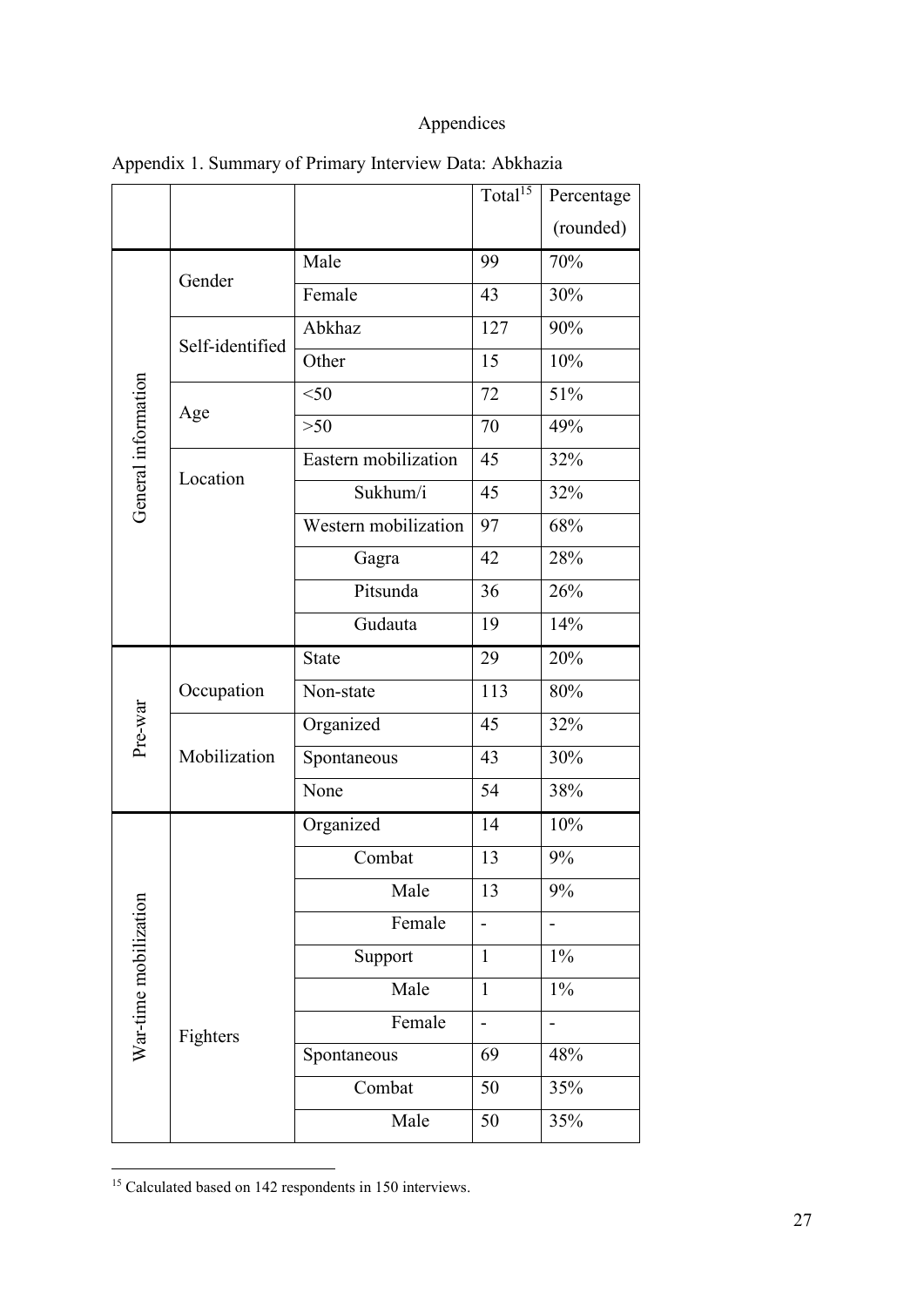# Appendices

Appendix 1. Summary of Primary Interview Data: Abkhazia

| | | | Total[15] | Percentage (rounded) |
|---|---|---|---|---|
| General information | Gender | Male | 99 | 70% |
| | | Female | 43 | 30% |
| | Self-identified | Abkhaz | 127 | 90% |
| | | Other | 15 | 10% |
| | Age | <50 | 72 | 51% |
| | | >50 | 70 | 49% |
| | Location | Eastern mobilization | 45 | 32% |
| | | Sukhum/i | 45 | 32% |
| | | Western mobilization | 97 | 68% |
| | | Gagra | 42 | 28% |
| | | Pitsunda | 36 | 26% |
| | | Gudauta | 19 | 14% |
| Pre-war | Occupation | State | 29 | 20% |
| | | Non-state | 113 | 80% |
| | Mobilization | Organized | 45 | 32% |
| | | Spontaneous | 43 | 30% |
| | | None | 54 | 38% |
| War-time mobilization | Fighters | Organized | 14 | 10% |
| | | Combat | 13 | 9% |
| | | Male | 13 | 9% |
| | | Female | - | - |
| | | Support | 1 | 1% |
| | | Male | 1 | 1% |
| | | Female | - | - |
| | | Spontaneous | 69 | 48% |
| | | Combat | 50 | 35% |
| | | Male | 50 | 35% |

[15] Calculated based on 142 respondents in 150 interviews.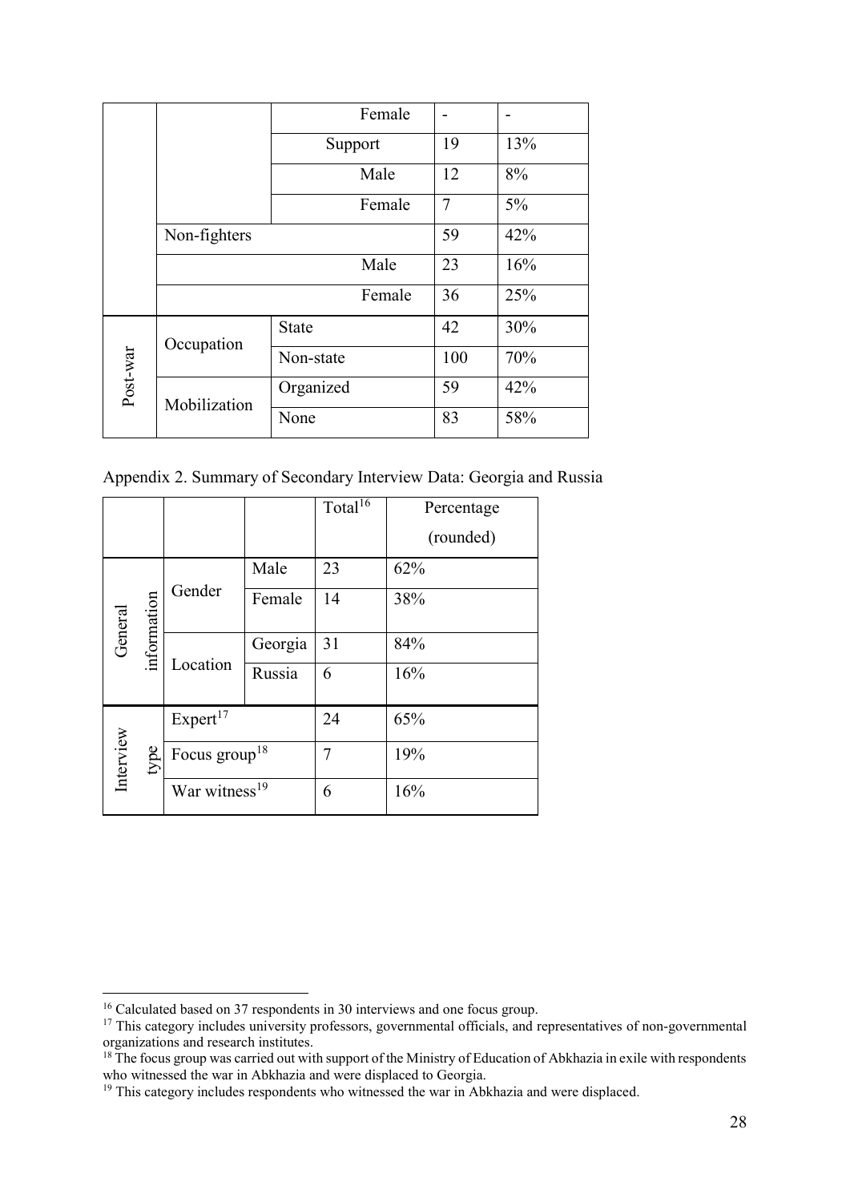| | | | | |
|---|---|---|---|---|
| | | Female | - | - |
| | | Support | 19 | 13% |
| | | Male | 12 | 8% |
| | | Female | 7 | 5% |
| | Non-fighters | | 59 | 42% |
| | | Male | 23 | 16% |
| | | Female | 36 | 25% |
| Post-war | Occupation | State | 42 | 30% |
| | | Non-state | 100 | 70% |
| | Mobilization | Organized | 59 | 42% |
| | | None | 83 | 58% |

Appendix 2. Summary of Secondary Interview Data: Georgia and Russia

| | | | Total[16] | Percentage (rounded) |
|---|---|---|---|---|
| General information | Gender | Male | 23 | 62% |
| | | Female | 14 | 38% |
| | Location | Georgia | 31 | 84% |
| | | Russia | 6 | 16% |
| Interview type | Expert[17] | | 24 | 65% |
| | Focus group[18] | | 7 | 19% |
| | War witness[19] | | 6 | 16% |

[16] Calculated based on 37 respondents in 30 interviews and one focus group.

[17] This category includes university professors, governmental officials, and representatives of non-governmental organizations and research institutes.

[18] The focus group was carried out with support of the Ministry of Education of Abkhazia in exile with respondents who witnessed the war in Abkhazia and were displaced to Georgia.

[19] This category includes respondents who witnessed the war in Abkhazia and were displaced.